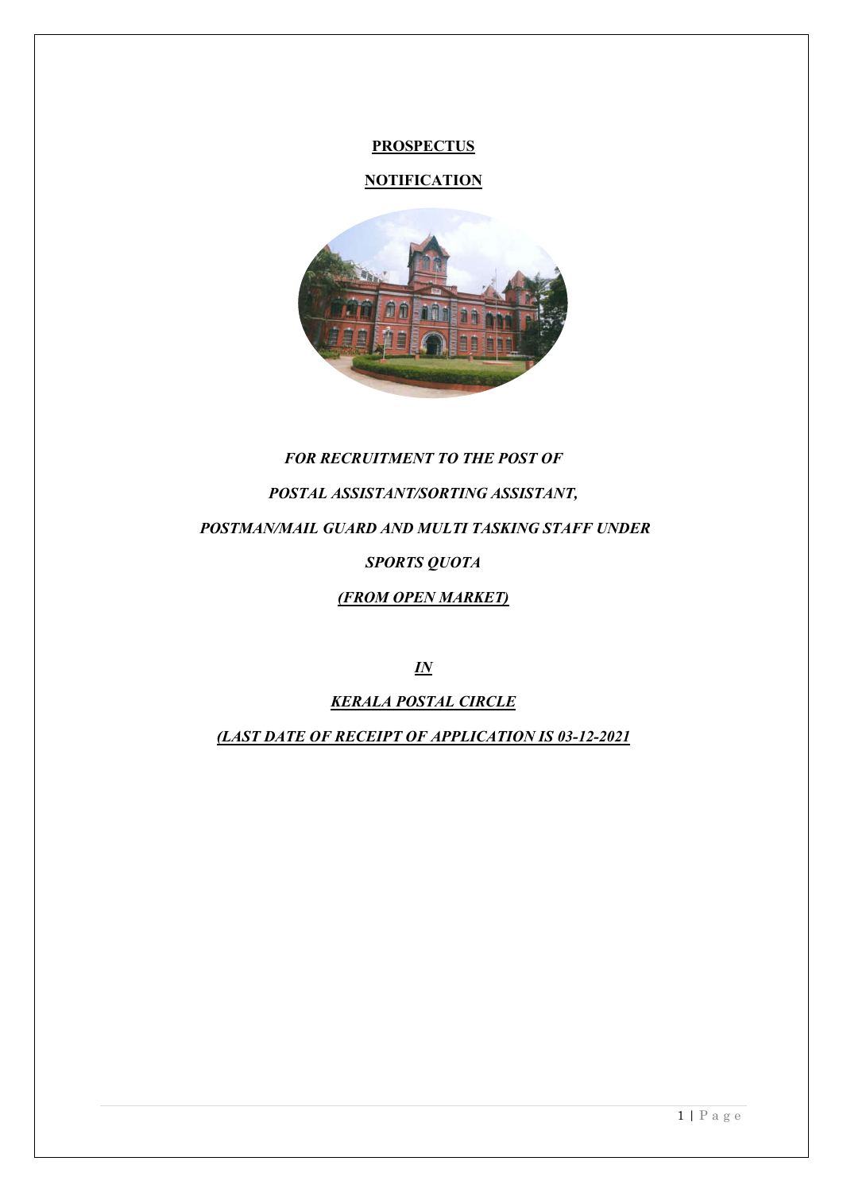**PROSPECTUS**

**NOTIFICATION**

***FOR RECRUITMENT TO THE POST OF***

***POSTAL ASSISTANT/SORTING ASSISTANT,***

***POSTMAN/MAIL GUARD AND MULTI TASKING STAFF UNDER***

***SPORTS QUOTA***

***(FROM OPEN MARKET)***

***IN***

***KERALA POSTAL CIRCLE***

***(LAST DATE OF RECEIPT OF APPLICATION IS 03-12-2021***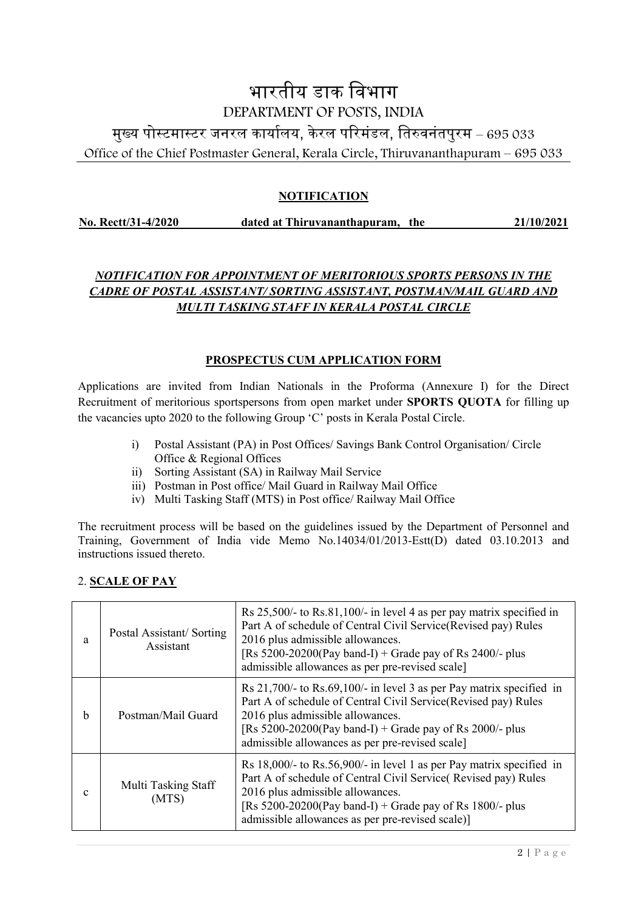# भारतीय डाक विभाग

## DEPARTMENT OF POSTS, INDIA

मुख्य पोस्टमास्टर जनरल कार्यालय, केरल परिमंडल, तिरुवनंतपुरम – 695 033

Office of the Chief Postmaster General, Kerala Circle, Thiruvananthapuram – 695 033

**NOTIFICATION**

**No. Rectt/31-4/2020 dated at Thiruvananthapuram, the 21/10/2021**

***NOTIFICATION FOR APPOINTMENT OF MERITORIOUS SPORTS PERSONS IN THE CADRE OF POSTAL ASSISTANT/ SORTING ASSISTANT, POSTMAN/MAIL GUARD AND MULTI TASKING STAFF IN KERALA POSTAL CIRCLE***

**PROSPECTUS CUM APPLICATION FORM**

Applications are invited from Indian Nationals in the Proforma (Annexure I) for the Direct Recruitment of meritorious sportspersons from open market under **SPORTS QUOTA** for filling up the vacancies upto 2020 to the following Group 'C' posts in Kerala Postal Circle.

i) Postal Assistant (PA) in Post Offices/ Savings Bank Control Organisation/ Circle Office & Regional Offices
ii) Sorting Assistant (SA) in Railway Mail Service
iii) Postman in Post office/ Mail Guard in Railway Mail Office
iv) Multi Tasking Staff (MTS) in Post office/ Railway Mail Office

The recruitment process will be based on the guidelines issued by the Department of Personnel and Training, Government of India vide Memo No.14034/01/2013-Estt(D) dated 03.10.2013 and instructions issued thereto.

2. **SCALE OF PAY**

| | | |
|---|---|---|
| a | Postal Assistant/ Sorting Assistant | Rs 25,500/- to Rs.81,100/- in level 4 as per pay matrix specified in Part A of schedule of Central Civil Service(Revised pay) Rules 2016 plus admissible allowances. [Rs 5200-20200(Pay band-I) + Grade pay of Rs 2400/- plus admissible allowances as per pre-revised scale] |
| b | Postman/Mail Guard | Rs 21,700/- to Rs.69,100/- in level 3 as per Pay matrix specified in Part A of schedule of Central Civil Service(Revised pay) Rules 2016 plus admissible allowances. [Rs 5200-20200(Pay band-I) + Grade pay of Rs 2000/- plus admissible allowances as per pre-revised scale] |
| c | Multi Tasking Staff (MTS) | Rs 18,000/- to Rs.56,900/- in level 1 as per Pay matrix specified in Part A of schedule of Central Civil Service( Revised pay) Rules 2016 plus admissible allowances. [Rs 5200-20200(Pay band-I) + Grade pay of Rs 1800/- plus admissible allowances as per pre-revised scale)] |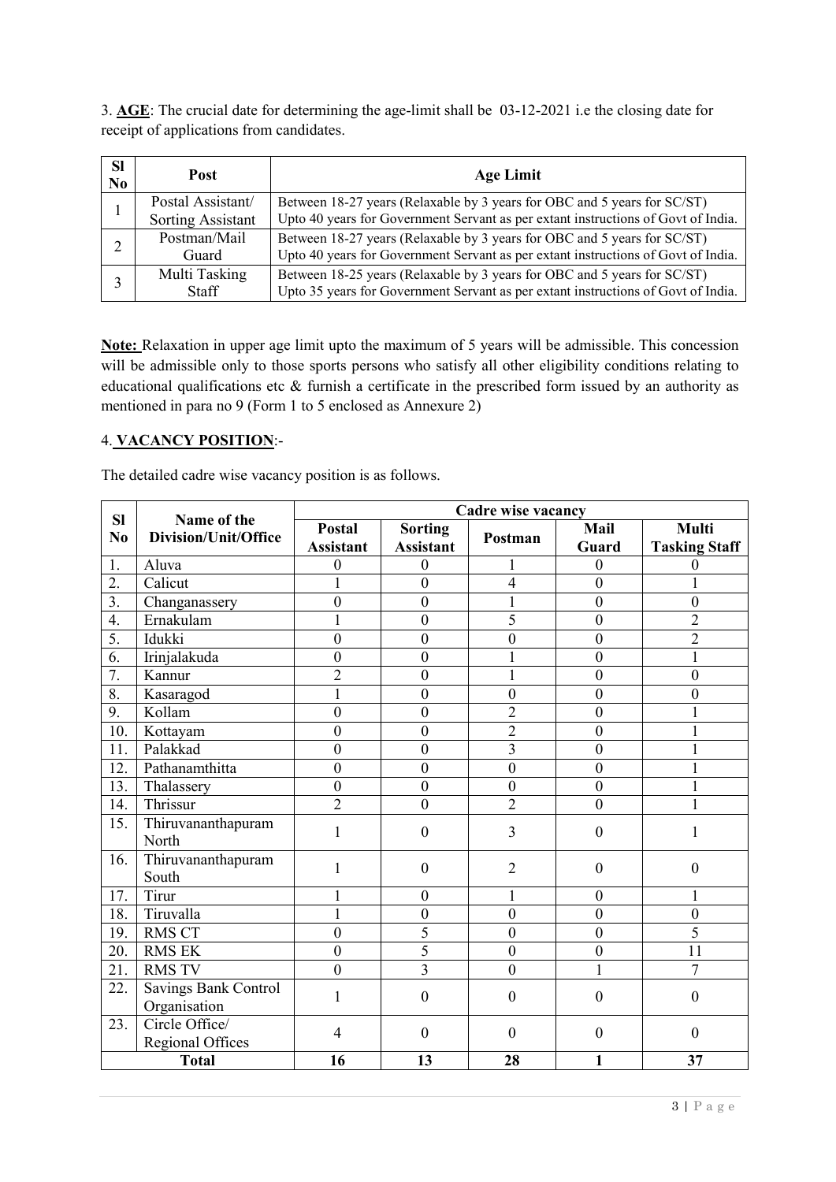3. **AGE**: The crucial date for determining the age-limit shall be 03-12-2021 i.e the closing date for receipt of applications from candidates.

| Sl No | Post | Age Limit |
|---|---|---|
| 1 | Postal Assistant/ Sorting Assistant | Between 18-27 years (Relaxable by 3 years for OBC and 5 years for SC/ST) Upto 40 years for Government Servant as per extant instructions of Govt of India. |
| 2 | Postman/Mail Guard | Between 18-27 years (Relaxable by 3 years for OBC and 5 years for SC/ST) Upto 40 years for Government Servant as per extant instructions of Govt of India. |
| 3 | Multi Tasking Staff | Between 18-25 years (Relaxable by 3 years for OBC and 5 years for SC/ST) Upto 35 years for Government Servant as per extant instructions of Govt of India. |

**Note:** Relaxation in upper age limit upto the maximum of 5 years will be admissible. This concession will be admissible only to those sports persons who satisfy all other eligibility conditions relating to educational qualifications etc & furnish a certificate in the prescribed form issued by an authority as mentioned in para no 9 (Form 1 to 5 enclosed as Annexure 2)

4. **VACANCY POSITION**:-

The detailed cadre wise vacancy position is as follows.

| Sl No | Name of the Division/Unit/Office | Cadre wise vacancy | | | | |
|---|---|---|---|---|---|---|
| | | Postal Assistant | Sorting Assistant | Postman | Mail Guard | Multi Tasking Staff |
| 1. | Aluva | 0 | 0 | 1 | 0 | 0 |
| 2. | Calicut | 1 | 0 | 4 | 0 | 1 |
| 3. | Changanassery | 0 | 0 | 1 | 0 | 0 |
| 4. | Ernakulam | 1 | 0 | 5 | 0 | 2 |
| 5. | Idukki | 0 | 0 | 0 | 0 | 2 |
| 6. | Irinjalakuda | 0 | 0 | 1 | 0 | 1 |
| 7. | Kannur | 2 | 0 | 1 | 0 | 0 |
| 8. | Kasaragod | 1 | 0 | 0 | 0 | 0 |
| 9. | Kollam | 0 | 0 | 2 | 0 | 1 |
| 10. | Kottayam | 0 | 0 | 2 | 0 | 1 |
| 11. | Palakkad | 0 | 0 | 3 | 0 | 1 |
| 12. | Pathanamthitta | 0 | 0 | 0 | 0 | 1 |
| 13. | Thalassery | 0 | 0 | 0 | 0 | 1 |
| 14. | Thrissur | 2 | 0 | 2 | 0 | 1 |
| 15. | Thiruvananthapuram North | 1 | 0 | 3 | 0 | 1 |
| 16. | Thiruvananthapuram South | 1 | 0 | 2 | 0 | 0 |
| 17. | Tirur | 1 | 0 | 1 | 0 | 1 |
| 18. | Tiruvalla | 1 | 0 | 0 | 0 | 0 |
| 19. | RMS CT | 0 | 5 | 0 | 0 | 5 |
| 20. | RMS EK | 0 | 5 | 0 | 0 | 11 |
| 21. | RMS TV | 0 | 3 | 0 | 1 | 7 |
| 22. | Savings Bank Control Organisation | 1 | 0 | 0 | 0 | 0 |
| 23. | Circle Office/ Regional Offices | 4 | 0 | 0 | 0 | 0 |
| **Total** | | **16** | **13** | **28** | **1** | **37** |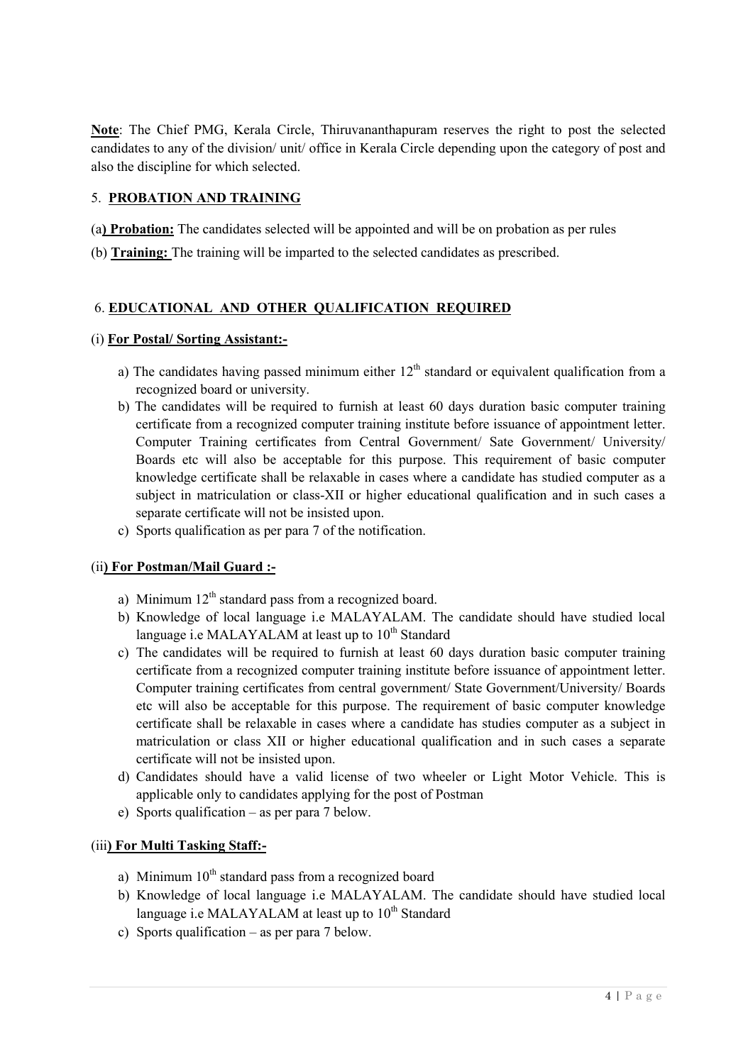**Note**: The Chief PMG, Kerala Circle, Thiruvananthapuram reserves the right to post the selected candidates to any of the division/ unit/ office in Kerala Circle depending upon the category of post and also the discipline for which selected.

## 5. PROBATION AND TRAINING

(a**) Probation:** The candidates selected will be appointed and will be on probation as per rules

(b) **Training:** The training will be imparted to the selected candidates as prescribed.

## 6. EDUCATIONAL AND OTHER QUALIFICATION REQUIRED

### (i) For Postal/ Sorting Assistant:-

a) The candidates having passed minimum either 12th standard or equivalent qualification from a recognized board or university.

b) The candidates will be required to furnish at least 60 days duration basic computer training certificate from a recognized computer training institute before issuance of appointment letter. Computer Training certificates from Central Government/ Sate Government/ University/ Boards etc will also be acceptable for this purpose. This requirement of basic computer knowledge certificate shall be relaxable in cases where a candidate has studied computer as a subject in matriculation or class-XII or higher educational qualification and in such cases a separate certificate will not be insisted upon.

c) Sports qualification as per para 7 of the notification.

### (ii) For Postman/Mail Guard :-

a) Minimum 12th standard pass from a recognized board.

b) Knowledge of local language i.e MALAYALAM. The candidate should have studied local language i.e MALAYALAM at least up to 10th Standard

c) The candidates will be required to furnish at least 60 days duration basic computer training certificate from a recognized computer training institute before issuance of appointment letter. Computer training certificates from central government/ State Government/University/ Boards etc will also be acceptable for this purpose. The requirement of basic computer knowledge certificate shall be relaxable in cases where a candidate has studies computer as a subject in matriculation or class XII or higher educational qualification and in such cases a separate certificate will not be insisted upon.

d) Candidates should have a valid license of two wheeler or Light Motor Vehicle. This is applicable only to candidates applying for the post of Postman

e) Sports qualification – as per para 7 below.

### (iii) For Multi Tasking Staff:-

a) Minimum 10th standard pass from a recognized board

b) Knowledge of local language i.e MALAYALAM. The candidate should have studied local language i.e MALAYALAM at least up to 10th Standard

c) Sports qualification – as per para 7 below.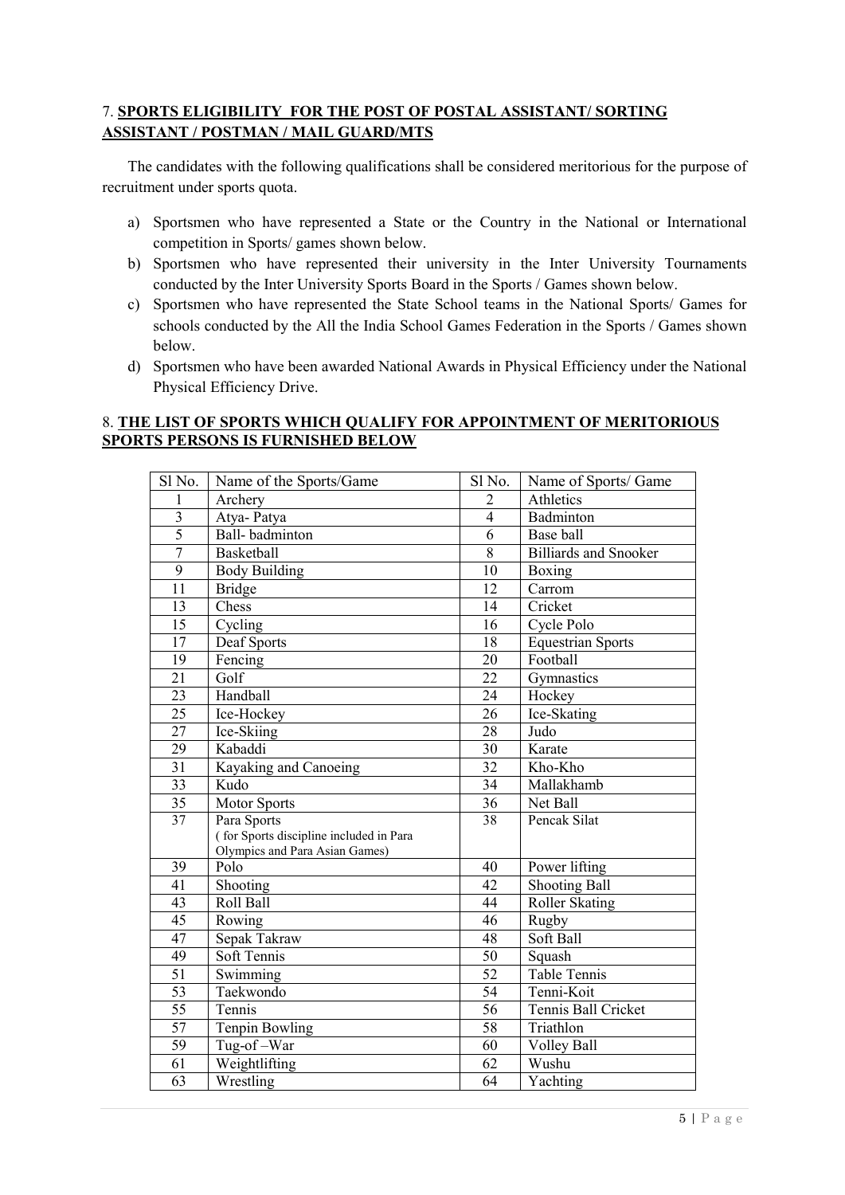## 7. **SPORTS ELIGIBILITY FOR THE POST OF POSTAL ASSISTANT/ SORTING ASSISTANT / POSTMAN / MAIL GUARD/MTS**

The candidates with the following qualifications shall be considered meritorious for the purpose of recruitment under sports quota.

a) Sportsmen who have represented a State or the Country in the National or International competition in Sports/ games shown below.
b) Sportsmen who have represented their university in the Inter University Tournaments conducted by the Inter University Sports Board in the Sports / Games shown below.
c) Sportsmen who have represented the State School teams in the National Sports/ Games for schools conducted by the All the India School Games Federation in the Sports / Games shown below.
d) Sportsmen who have been awarded National Awards in Physical Efficiency under the National Physical Efficiency Drive.

## 8. **THE LIST OF SPORTS WHICH QUALIFY FOR APPOINTMENT OF MERITORIOUS SPORTS PERSONS IS FURNISHED BELOW**

| Sl No. | Name of the Sports/Game | Sl No. | Name of Sports/ Game |
|---|---|---|---|
| 1 | Archery | 2 | Athletics |
| 3 | Atya- Patya | 4 | Badminton |
| 5 | Ball- badminton | 6 | Base ball |
| 7 | Basketball | 8 | Billiards and Snooker |
| 9 | Body Building | 10 | Boxing |
| 11 | Bridge | 12 | Carrom |
| 13 | Chess | 14 | Cricket |
| 15 | Cycling | 16 | Cycle Polo |
| 17 | Deaf Sports | 18 | Equestrian Sports |
| 19 | Fencing | 20 | Football |
| 21 | Golf | 22 | Gymnastics |
| 23 | Handball | 24 | Hockey |
| 25 | Ice-Hockey | 26 | Ice-Skating |
| 27 | Ice-Skiing | 28 | Judo |
| 29 | Kabaddi | 30 | Karate |
| 31 | Kayaking and Canoeing | 32 | Kho-Kho |
| 33 | Kudo | 34 | Mallakhamb |
| 35 | Motor Sports | 36 | Net Ball |
| 37 | Para Sports ( for Sports discipline included in Para Olympics and Para Asian Games) | 38 | Pencak Silat |
| 39 | Polo | 40 | Power lifting |
| 41 | Shooting | 42 | Shooting Ball |
| 43 | Roll Ball | 44 | Roller Skating |
| 45 | Rowing | 46 | Rugby |
| 47 | Sepak Takraw | 48 | Soft Ball |
| 49 | Soft Tennis | 50 | Squash |
| 51 | Swimming | 52 | Table Tennis |
| 53 | Taekwondo | 54 | Tenni-Koit |
| 55 | Tennis | 56 | Tennis Ball Cricket |
| 57 | Tenpin Bowling | 58 | Triathlon |
| 59 | Tug-of –War | 60 | Volley Ball |
| 61 | Weightlifting | 62 | Wushu |
| 63 | Wrestling | 64 | Yachting |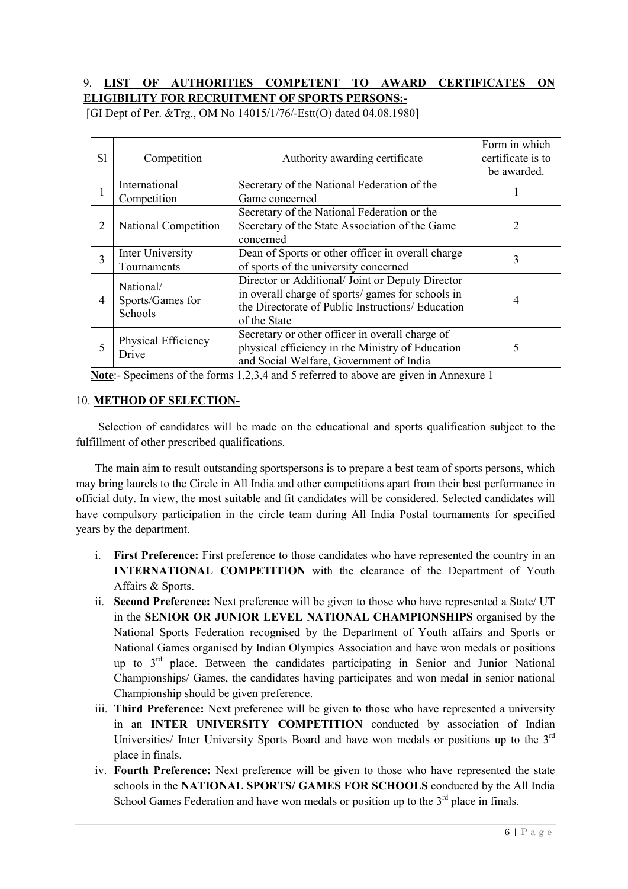## 9. LIST OF AUTHORITIES COMPETENT TO AWARD CERTIFICATES ON ELIGIBILITY FOR RECRUITMENT OF SPORTS PERSONS:-

[GI Dept of Per. &Trg., OM No 14015/1/76/-Estt(O) dated 04.08.1980]

| Sl | Competition | Authority awarding certificate | Form in which certificate is to be awarded. |
|---|---|---|---|
| 1 | International Competition | Secretary of the National Federation of the Game concerned | 1 |
| 2 | National Competition | Secretary of the National Federation or the Secretary of the State Association of the Game concerned | 2 |
| 3 | Inter University Tournaments | Dean of Sports or other officer in overall charge of sports of the university concerned | 3 |
| 4 | National/ Sports/Games for Schools | Director or Additional/ Joint or Deputy Director in overall charge of sports/ games for schools in the Directorate of Public Instructions/ Education of the State | 4 |
| 5 | Physical Efficiency Drive | Secretary or other officer in overall charge of physical efficiency in the Ministry of Education and Social Welfare, Government of India | 5 |

**Note**:- Specimens of the forms 1,2,3,4 and 5 referred to above are given in Annexure 1

## 10. METHOD OF SELECTION-

Selection of candidates will be made on the educational and sports qualification subject to the fulfillment of other prescribed qualifications.

The main aim to result outstanding sportspersons is to prepare a best team of sports persons, which may bring laurels to the Circle in All India and other competitions apart from their best performance in official duty. In view, the most suitable and fit candidates will be considered. Selected candidates will have compulsory participation in the circle team during All India Postal tournaments for specified years by the department.

i. **First Preference:** First preference to those candidates who have represented the country in an **INTERNATIONAL COMPETITION** with the clearance of the Department of Youth Affairs & Sports.

ii. **Second Preference:** Next preference will be given to those who have represented a State/ UT in the **SENIOR OR JUNIOR LEVEL NATIONAL CHAMPIONSHIPS** organised by the National Sports Federation recognised by the Department of Youth affairs and Sports or National Games organised by Indian Olympics Association and have won medals or positions up to 3rd place. Between the candidates participating in Senior and Junior National Championships/ Games, the candidates having participates and won medal in senior national Championship should be given preference.

iii. **Third Preference:** Next preference will be given to those who have represented a university in an **INTER UNIVERSITY COMPETITION** conducted by association of Indian Universities/ Inter University Sports Board and have won medals or positions up to the 3rd place in finals.

iv. **Fourth Preference:** Next preference will be given to those who have represented the state schools in the **NATIONAL SPORTS/ GAMES FOR SCHOOLS** conducted by the All India School Games Federation and have won medals or position up to the 3rd place in finals.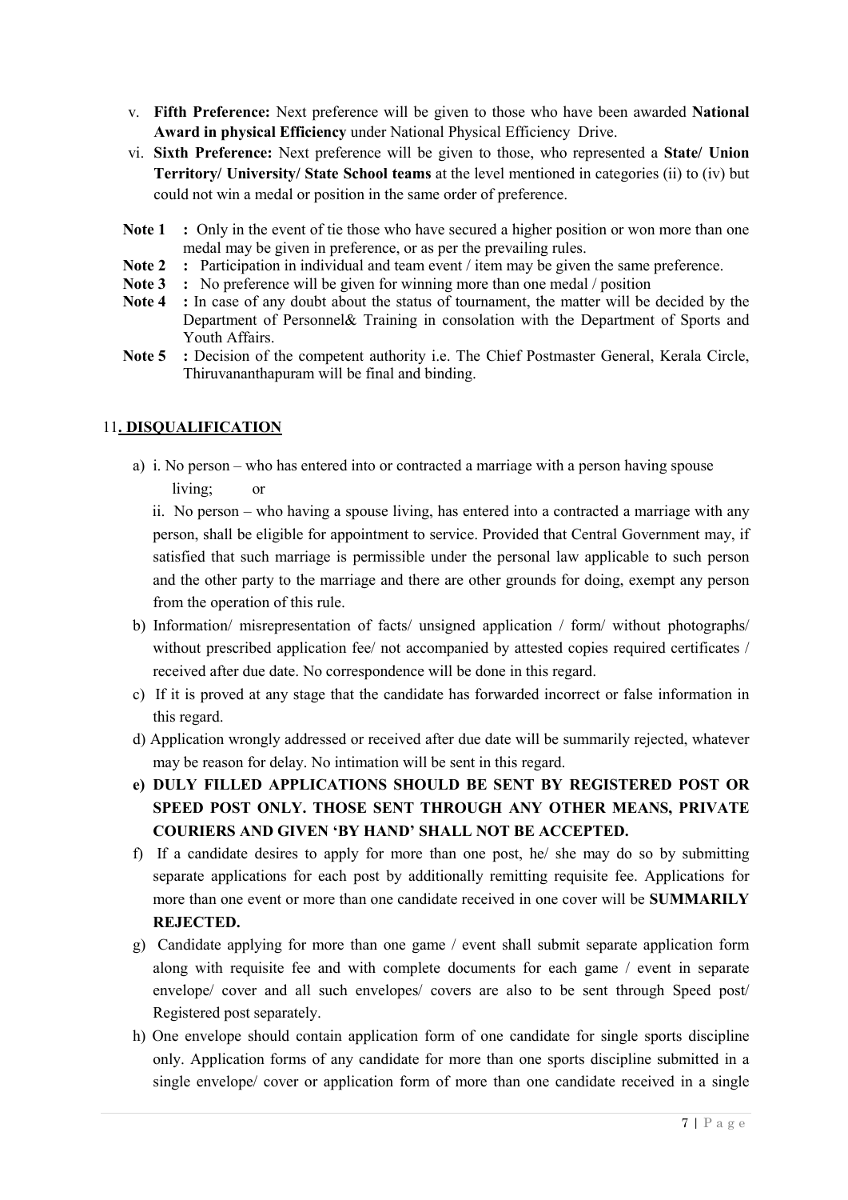v. **Fifth Preference:** Next preference will be given to those who have been awarded **National Award in physical Efficiency** under National Physical Efficiency Drive.

vi. **Sixth Preference:** Next preference will be given to those, who represented a **State/ Union Territory/ University/ State School teams** at the level mentioned in categories (ii) to (iv) but could not win a medal or position in the same order of preference.

**Note 1** : Only in the event of tie those who have secured a higher position or won more than one medal may be given in preference, or as per the prevailing rules.

**Note 2** : Participation in individual and team event / item may be given the same preference.

**Note 3** : No preference will be given for winning more than one medal / position

**Note 4** : In case of any doubt about the status of tournament, the matter will be decided by the Department of Personnel& Training in consolation with the Department of Sports and Youth Affairs.

**Note 5** : Decision of the competent authority i.e. The Chief Postmaster General, Kerala Circle, Thiruvananthapuram will be final and binding.

## 11. DISQUALIFICATION

a) i. No person – who has entered into or contracted a marriage with a person having spouse living; or

ii. No person – who having a spouse living, has entered into a contracted a marriage with any person, shall be eligible for appointment to service. Provided that Central Government may, if satisfied that such marriage is permissible under the personal law applicable to such person and the other party to the marriage and there are other grounds for doing, exempt any person from the operation of this rule.

b) Information/ misrepresentation of facts/ unsigned application / form/ without photographs/ without prescribed application fee/ not accompanied by attested copies required certificates / received after due date. No correspondence will be done in this regard.

c) If it is proved at any stage that the candidate has forwarded incorrect or false information in this regard.

d) Application wrongly addressed or received after due date will be summarily rejected, whatever may be reason for delay. No intimation will be sent in this regard.

e) **DULY FILLED APPLICATIONS SHOULD BE SENT BY REGISTERED POST OR SPEED POST ONLY. THOSE SENT THROUGH ANY OTHER MEANS, PRIVATE COURIERS AND GIVEN 'BY HAND' SHALL NOT BE ACCEPTED.**

f) If a candidate desires to apply for more than one post, he/ she may do so by submitting separate applications for each post by additionally remitting requisite fee. Applications for more than one event or more than one candidate received in one cover will be **SUMMARILY REJECTED.**

g) Candidate applying for more than one game / event shall submit separate application form along with requisite fee and with complete documents for each game / event in separate envelope/ cover and all such envelopes/ covers are also to be sent through Speed post/ Registered post separately.

h) One envelope should contain application form of one candidate for single sports discipline only. Application forms of any candidate for more than one sports discipline submitted in a single envelope/ cover or application form of more than one candidate received in a single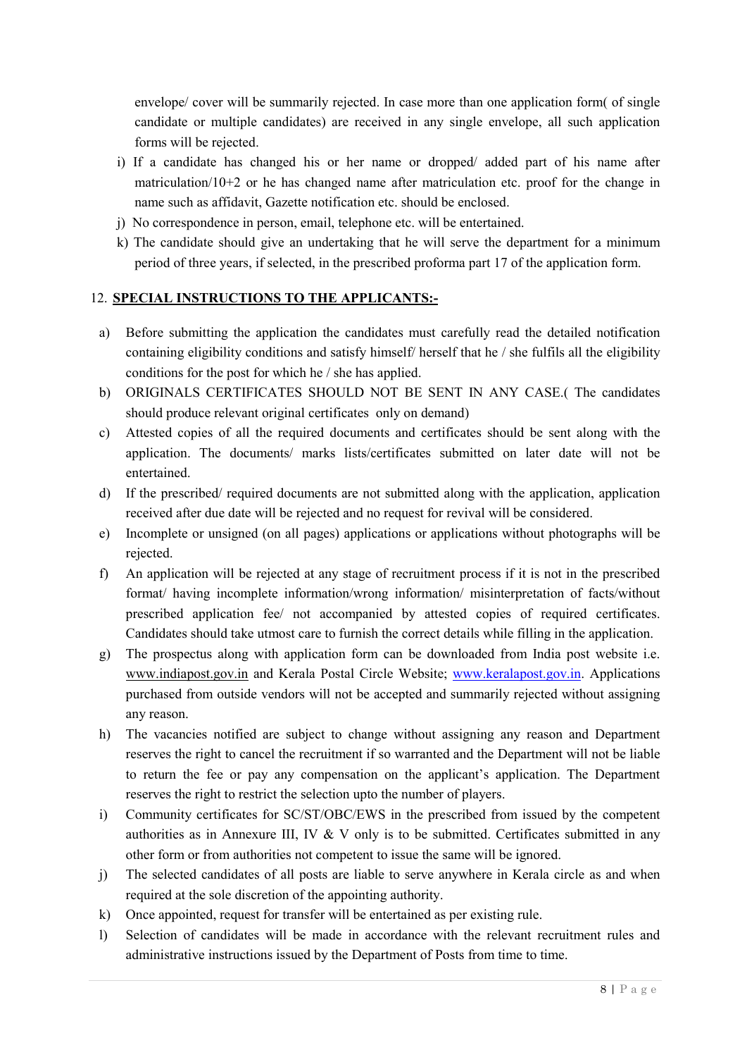envelope/ cover will be summarily rejected. In case more than one application form( of single candidate or multiple candidates) are received in any single envelope, all such application forms will be rejected.

i) If a candidate has changed his or her name or dropped/ added part of his name after matriculation/10+2 or he has changed name after matriculation etc. proof for the change in name such as affidavit, Gazette notification etc. should be enclosed.

j) No correspondence in person, email, telephone etc. will be entertained.

k) The candidate should give an undertaking that he will serve the department for a minimum period of three years, if selected, in the prescribed proforma part 17 of the application form.

12. **SPECIAL INSTRUCTIONS TO THE APPLICANTS:-**

a) Before submitting the application the candidates must carefully read the detailed notification containing eligibility conditions and satisfy himself/ herself that he / she fulfils all the eligibility conditions for the post for which he / she has applied.

b) ORIGINALS CERTIFICATES SHOULD NOT BE SENT IN ANY CASE.( The candidates should produce relevant original certificates only on demand)

c) Attested copies of all the required documents and certificates should be sent along with the application. The documents/ marks lists/certificates submitted on later date will not be entertained.

d) If the prescribed/ required documents are not submitted along with the application, application received after due date will be rejected and no request for revival will be considered.

e) Incomplete or unsigned (on all pages) applications or applications without photographs will be rejected.

f) An application will be rejected at any stage of recruitment process if it is not in the prescribed format/ having incomplete information/wrong information/ misinterpretation of facts/without prescribed application fee/ not accompanied by attested copies of required certificates. Candidates should take utmost care to furnish the correct details while filling in the application.

g) The prospectus along with application form can be downloaded from India post website i.e. www.indiapost.gov.in and Kerala Postal Circle Website; www.keralapost.gov.in. Applications purchased from outside vendors will not be accepted and summarily rejected without assigning any reason.

h) The vacancies notified are subject to change without assigning any reason and Department reserves the right to cancel the recruitment if so warranted and the Department will not be liable to return the fee or pay any compensation on the applicant's application. The Department reserves the right to restrict the selection upto the number of players.

i) Community certificates for SC/ST/OBC/EWS in the prescribed from issued by the competent authorities as in Annexure III, IV & V only is to be submitted. Certificates submitted in any other form or from authorities not competent to issue the same will be ignored.

j) The selected candidates of all posts are liable to serve anywhere in Kerala circle as and when required at the sole discretion of the appointing authority.

k) Once appointed, request for transfer will be entertained as per existing rule.

l) Selection of candidates will be made in accordance with the relevant recruitment rules and administrative instructions issued by the Department of Posts from time to time.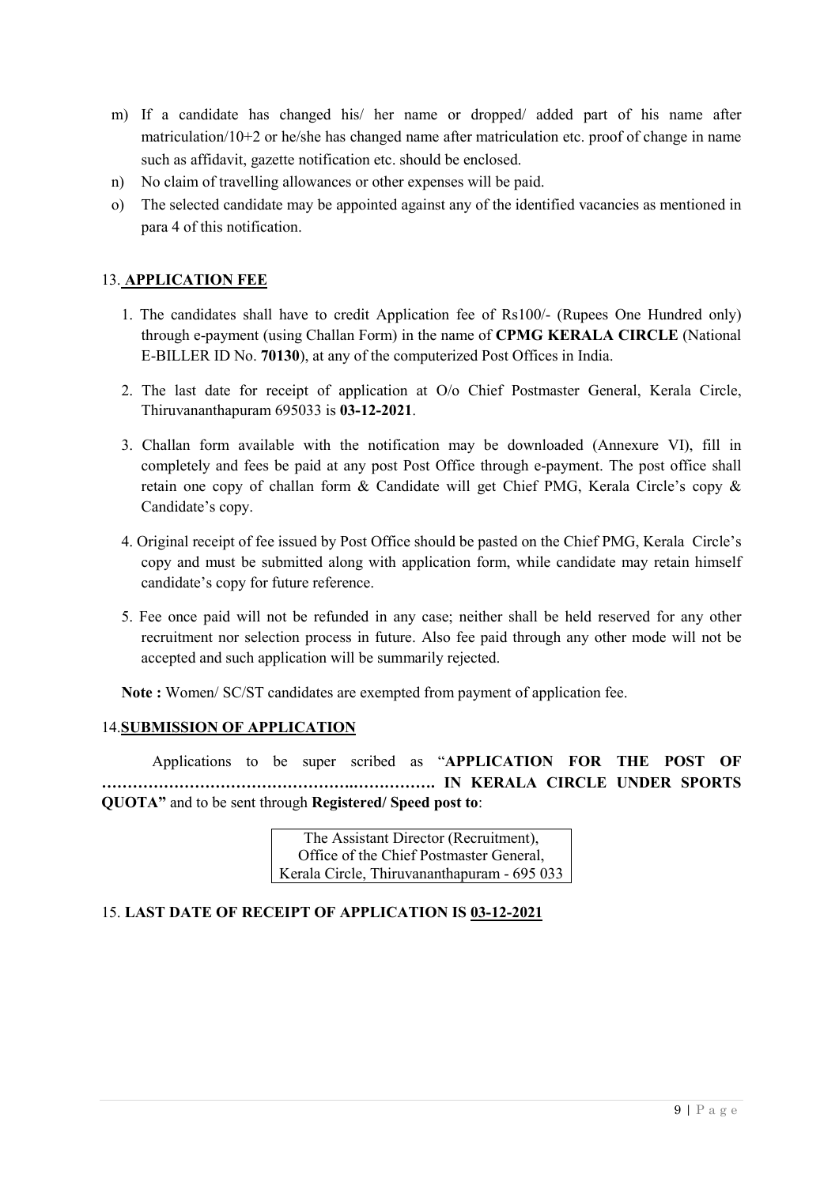m) If a candidate has changed his/ her name or dropped/ added part of his name after matriculation/10+2 or he/she has changed name after matriculation etc. proof of change in name such as affidavit, gazette notification etc. should be enclosed.

n) No claim of travelling allowances or other expenses will be paid.

o) The selected candidate may be appointed against any of the identified vacancies as mentioned in para 4 of this notification.

## 13. APPLICATION FEE

1. The candidates shall have to credit Application fee of Rs100/- (Rupees One Hundred only) through e-payment (using Challan Form) in the name of **CPMG KERALA CIRCLE** (National E-BILLER ID No. **70130**), at any of the computerized Post Offices in India.

2. The last date for receipt of application at O/o Chief Postmaster General, Kerala Circle, Thiruvananthapuram 695033 is **03-12-2021**.

3. Challan form available with the notification may be downloaded (Annexure VI), fill in completely and fees be paid at any post Post Office through e-payment. The post office shall retain one copy of challan form & Candidate will get Chief PMG, Kerala Circle's copy & Candidate's copy.

4. Original receipt of fee issued by Post Office should be pasted on the Chief PMG, Kerala Circle's copy and must be submitted along with application form, while candidate may retain himself candidate's copy for future reference.

5. Fee once paid will not be refunded in any case; neither shall be held reserved for any other recruitment nor selection process in future. Also fee paid through any other mode will not be accepted and such application will be summarily rejected.

**Note :** Women/ SC/ST candidates are exempted from payment of application fee.

## 14. SUBMISSION OF APPLICATION

Applications to be super scribed as "**APPLICATION FOR THE POST OF ……………………………………….……………. IN KERALA CIRCLE UNDER SPORTS QUOTA"** and to be sent through **Registered/ Speed post to**:

| The Assistant Director (Recruitment),<br>Office of the Chief Postmaster General,<br>Kerala Circle, Thiruvananthapuram - 695 033 |
|---|

## 15. LAST DATE OF RECEIPT OF APPLICATION IS 03-12-2021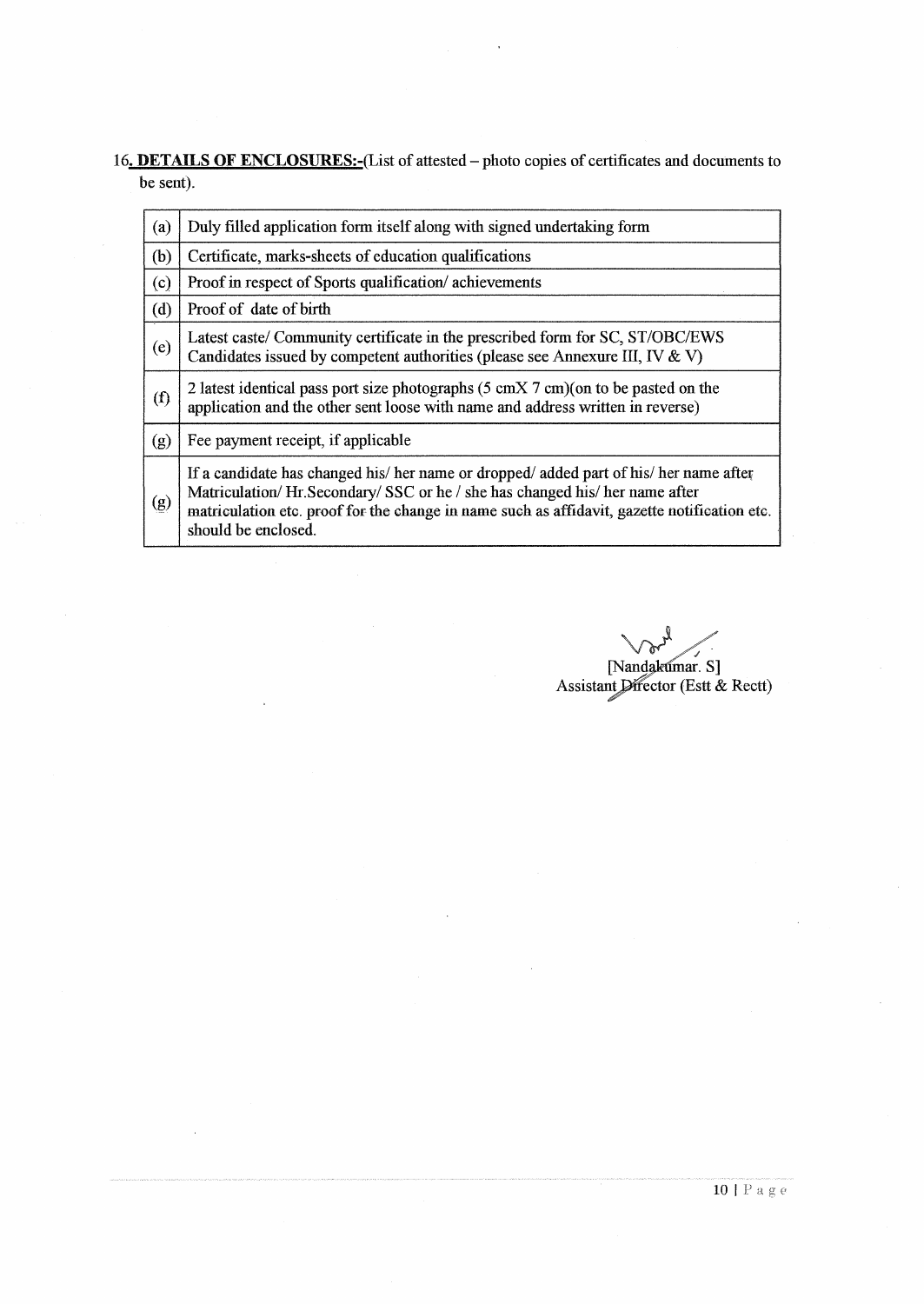16. **DETAILS OF ENCLOSURES:-**(List of attested – photo copies of certificates and documents to be sent).

| | |
|---|---|
| (a) | Duly filled application form itself along with signed undertaking form |
| (b) | Certificate, marks-sheets of education qualifications |
| (c) | Proof in respect of Sports qualification/ achievements |
| (d) | Proof of date of birth |
| (e) | Latest caste/ Community certificate in the prescribed form for SC, ST/OBC/EWS Candidates issued by competent authorities (please see Annexure III, IV & V) |
| (f) | 2 latest identical pass port size photographs (5 cmX 7 cm)(on to be pasted on the application and the other sent loose with name and address written in reverse) |
| (g) | Fee payment receipt, if applicable |
| (g) | If a candidate has changed his/ her name or dropped/ added part of his/ her name after Matriculation/ Hr.Secondary/ SSC or he / she has changed his/ her name after matriculation etc. proof for the change in name such as affidavit, gazette notification etc. should be enclosed. |

[Nandakumar. S]
Assistant Director (Estt & Rectt)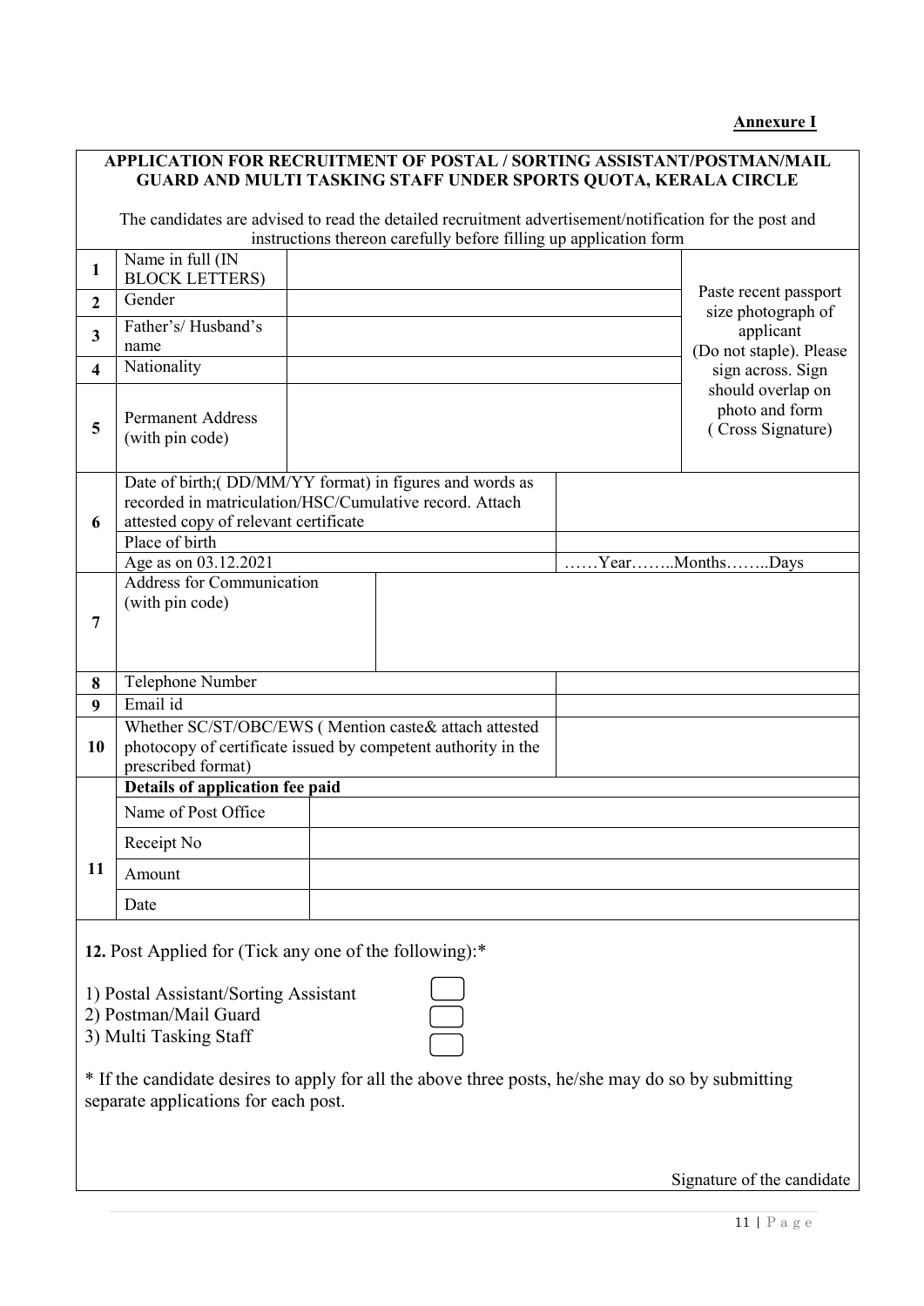**Annexure I**

**APPLICATION FOR RECRUITMENT OF POSTAL / SORTING ASSISTANT/POSTMAN/MAIL GUARD AND MULTI TASKING STAFF UNDER SPORTS QUOTA, KERALA CIRCLE**

The candidates are advised to read the detailed recruitment advertisement/notification for the post and instructions thereon carefully before filling up application form

| | | | |
|---|---|---|---|
| **1** | Name in full (IN BLOCK LETTERS) | | Paste recent passport size photograph of applicant (Do not staple). Please sign across. Sign should overlap on photo and form ( Cross Signature) |
| **2** | Gender | | |
| **3** | Father's/ Husband's name | | |
| **4** | Nationality | | |
| **5** | Permanent Address (with pin code) | | |

| | | |
|---|---|---|
| **6** | Date of birth;( DD/MM/YY format) in figures and words as recorded in matriculation/HSC/Cumulative record. Attach attested copy of relevant certificate | |
| | Place of birth | |
| | Age as on 03.12.2021 | ……Year……..Months……..Days |
| **7** | Address for Communication (with pin code) | |
| **8** | Telephone Number | |
| **9** | Email id | |
| **10** | Whether SC/ST/OBC/EWS ( Mention caste& attach attested photocopy of certificate issued by competent authority in the prescribed format) | |

| | | |
|---|---|---|
| **11** | **Details of application fee paid** | |
| | Name of Post Office | |
| | Receipt No | |
| | Amount | |
| | Date | |

**12.** Post Applied for (Tick any one of the following):*

1) Postal Assistant/Sorting Assistant ☐
2) Postman/Mail Guard ☐
3) Multi Tasking Staff ☐

* If the candidate desires to apply for all the above three posts, he/she may do so by submitting separate applications for each post.

Signature of the candidate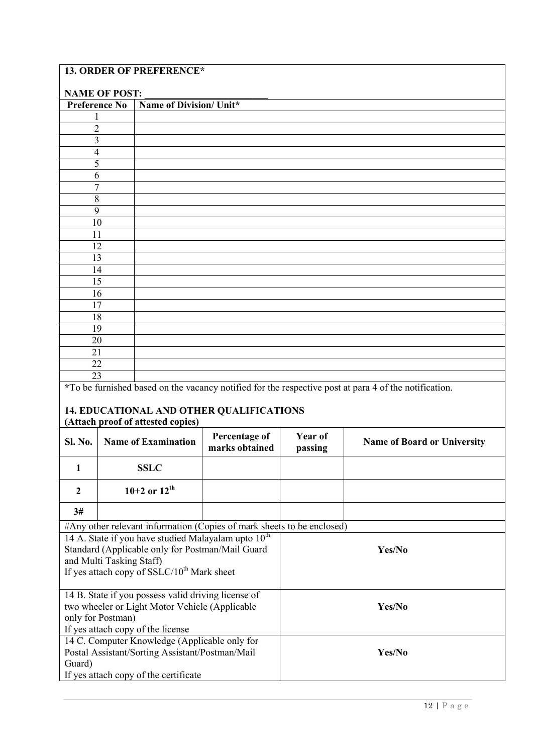## 13. ORDER OF PREFERENCE*

**NAME OF POST: ________________________**

| Preference No | Name of Division/ Unit* |
|---|---|
| 1 | |
| 2 | |
| 3 | |
| 4 | |
| 5 | |
| 6 | |
| 7 | |
| 8 | |
| 9 | |
| 10 | |
| 11 | |
| 12 | |
| 13 | |
| 14 | |
| 15 | |
| 16 | |
| 17 | |
| 18 | |
| 19 | |
| 20 | |
| 21 | |
| 22 | |
| 23 | |

***To be furnished based on the vacancy notified for the respective post at para 4 of the notification.**

## 14. EDUCATIONAL AND OTHER QUALIFICATIONS

**(Attach proof of attested copies)**

| Sl. No. | Name of Examination | Percentage of marks obtained | Year of passing | Name of Board or University |
|---|---|---|---|---|
| **1** | **SSLC** | | | |
| **2** | **10+2 or 12th** | | | |
| **3#** | | | | |

#Any other relevant information (Copies of mark sheets to be enclosed)

| | |
|---|---|
| 14 A. State if you have studied Malayalam upto 10th Standard (Applicable only for Postman/Mail Guard and Multi Tasking Staff)<br>If yes attach copy of SSLC/10th Mark sheet | **Yes/No** |
| 14 B. State if you possess valid driving license of two wheeler or Light Motor Vehicle (Applicable only for Postman)<br>If yes attach copy of the license | **Yes/No** |
| 14 C. Computer Knowledge (Applicable only for Postal Assistant/Sorting Assistant/Postman/Mail Guard)<br>If yes attach copy of the certificate | **Yes/No** |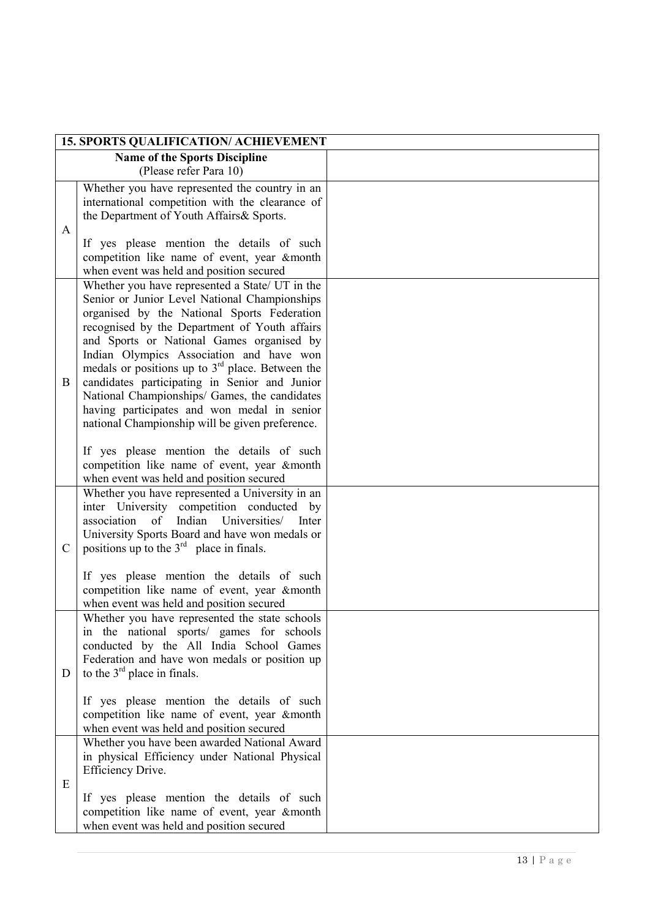| **15. SPORTS QUALIFICATION/ ACHIEVEMENT** | | |
|---|---|---|
| | **Name of the Sports Discipline** (Please refer Para 10) | |
| A | Whether you have represented the country in an international competition with the clearance of the Department of Youth Affairs& Sports.<br><br>If yes please mention the details of such competition like name of event, year &month when event was held and position secured | |
| B | Whether you have represented a State/ UT in the Senior or Junior Level National Championships organised by the National Sports Federation recognised by the Department of Youth affairs and Sports or National Games organised by Indian Olympics Association and have won medals or positions up to 3rd place. Between the candidates participating in Senior and Junior National Championships/ Games, the candidates having participates and won medal in senior national Championship will be given preference.<br><br>If yes please mention the details of such competition like name of event, year &month when event was held and position secured | |
| C | Whether you have represented a University in an inter University competition conducted by association of Indian Universities/ Inter University Sports Board and have won medals or positions up to the 3rd place in finals.<br><br>If yes please mention the details of such competition like name of event, year &month when event was held and position secured | |
| D | Whether you have represented the state schools in the national sports/ games for schools conducted by the All India School Games Federation and have won medals or position up to the 3rd place in finals.<br><br>If yes please mention the details of such competition like name of event, year &month when event was held and position secured | |
| E | Whether you have been awarded National Award in physical Efficiency under National Physical Efficiency Drive.<br><br>If yes please mention the details of such competition like name of event, year &month when event was held and position secured | |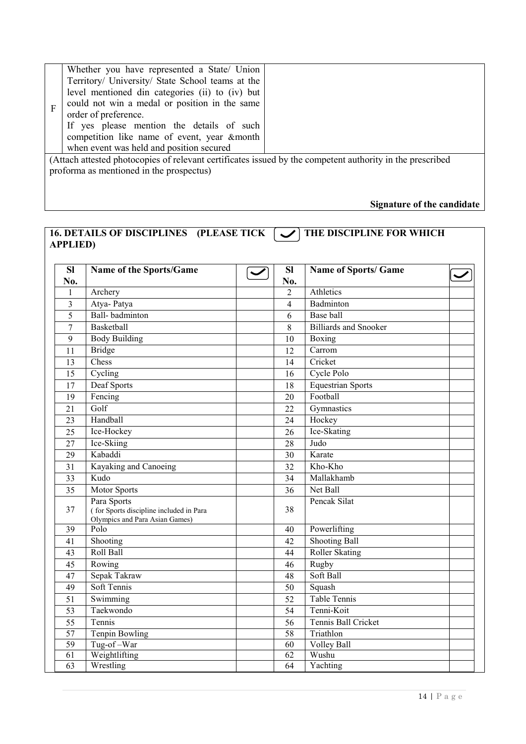| F | Whether you have represented a State/ Union Territory/ University/ State School teams at the level mentioned din categories (ii) to (iv) but could not win a medal or position in the same order of preference. If yes please mention the details of such competition like name of event, year &month when event was held and position secured | |
|---|---|---|

(Attach attested photocopies of relevant certificates issued by the competent authority in the prescribed proforma as mentioned in the prospectus)

**Signature of the candidate**

## 16. DETAILS OF DISCIPLINES (PLEASE TICK ✓ THE DISCIPLINE FOR WHICH APPLIED)

| Sl No. | Name of the Sports/Game | ✓ | Sl No. | Name of Sports/ Game | ✓ |
|---|---|---|---|---|---|
| 1 | Archery | | 2 | Athletics | |
| 3 | Atya- Patya | | 4 | Badminton | |
| 5 | Ball- badminton | | 6 | Base ball | |
| 7 | Basketball | | 8 | Billiards and Snooker | |
| 9 | Body Building | | 10 | Boxing | |
| 11 | Bridge | | 12 | Carrom | |
| 13 | Chess | | 14 | Cricket | |
| 15 | Cycling | | 16 | Cycle Polo | |
| 17 | Deaf Sports | | 18 | Equestrian Sports | |
| 19 | Fencing | | 20 | Football | |
| 21 | Golf | | 22 | Gymnastics | |
| 23 | Handball | | 24 | Hockey | |
| 25 | Ice-Hockey | | 26 | Ice-Skating | |
| 27 | Ice-Skiing | | 28 | Judo | |
| 29 | Kabaddi | | 30 | Karate | |
| 31 | Kayaking and Canoeing | | 32 | Kho-Kho | |
| 33 | Kudo | | 34 | Mallakhamb | |
| 35 | Motor Sports | | 36 | Net Ball | |
| 37 | Para Sports ( for Sports discipline included in Para Olympics and Para Asian Games) | | 38 | Pencak Silat | |
| 39 | Polo | | 40 | Powerlifting | |
| 41 | Shooting | | 42 | Shooting Ball | |
| 43 | Roll Ball | | 44 | Roller Skating | |
| 45 | Rowing | | 46 | Rugby | |
| 47 | Sepak Takraw | | 48 | Soft Ball | |
| 49 | Soft Tennis | | 50 | Squash | |
| 51 | Swimming | | 52 | Table Tennis | |
| 53 | Taekwondo | | 54 | Tenni-Koit | |
| 55 | Tennis | | 56 | Tennis Ball Cricket | |
| 57 | Tenpin Bowling | | 58 | Triathlon | |
| 59 | Tug-of –War | | 60 | Volley Ball | |
| 61 | Weightlifting | | 62 | Wushu | |
| 63 | Wrestling | | 64 | Yachting | |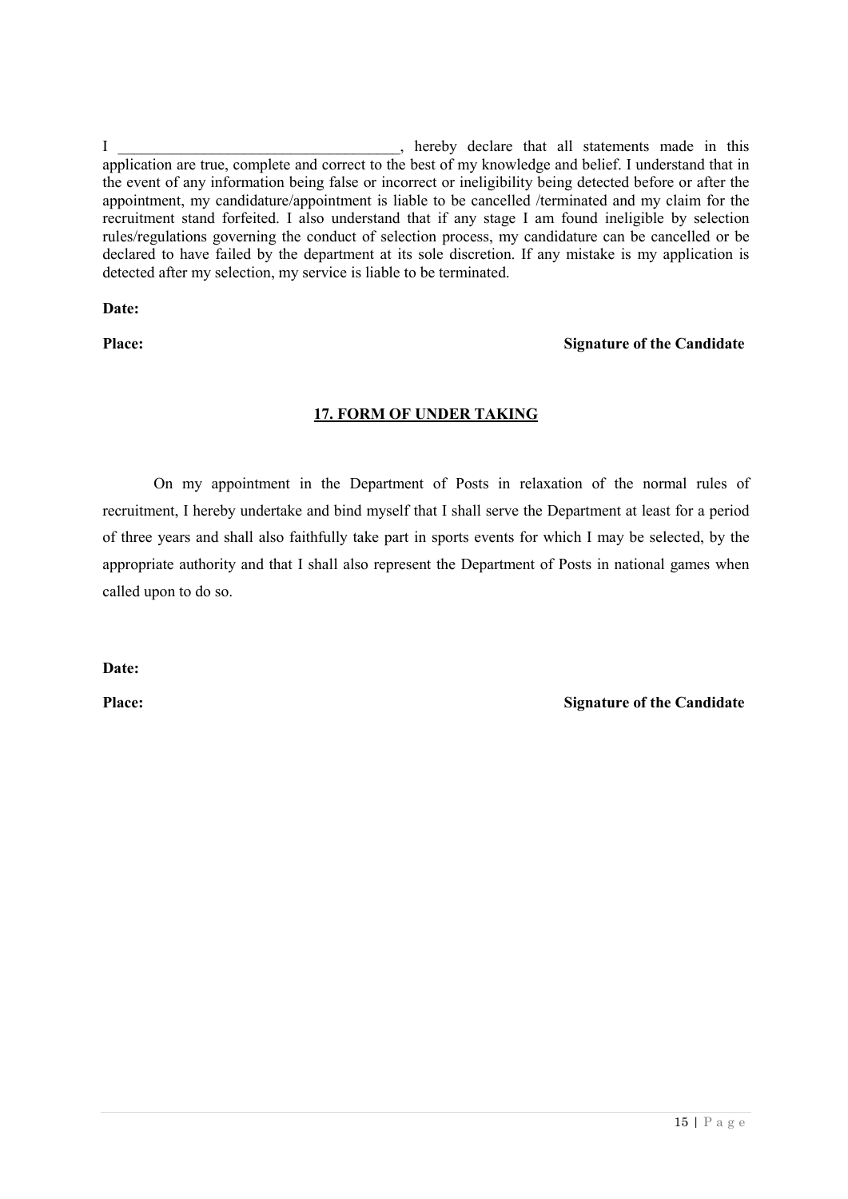I ___________________________________, hereby declare that all statements made in this application are true, complete and correct to the best of my knowledge and belief. I understand that in the event of any information being false or incorrect or ineligibility being detected before or after the appointment, my candidature/appointment is liable to be cancelled /terminated and my claim for the recruitment stand forfeited. I also understand that if any stage I am found ineligible by selection rules/regulations governing the conduct of selection process, my candidature can be cancelled or be declared to have failed by the department at its sole discretion. If any mistake is my application is detected after my selection, my service is liable to be terminated.

**Date:**

**Place:** **Signature of the Candidate**

## 17. FORM OF UNDER TAKING

On my appointment in the Department of Posts in relaxation of the normal rules of recruitment, I hereby undertake and bind myself that I shall serve the Department at least for a period of three years and shall also faithfully take part in sports events for which I may be selected, by the appropriate authority and that I shall also represent the Department of Posts in national games when called upon to do so.

**Date:**

**Place:** **Signature of the Candidate**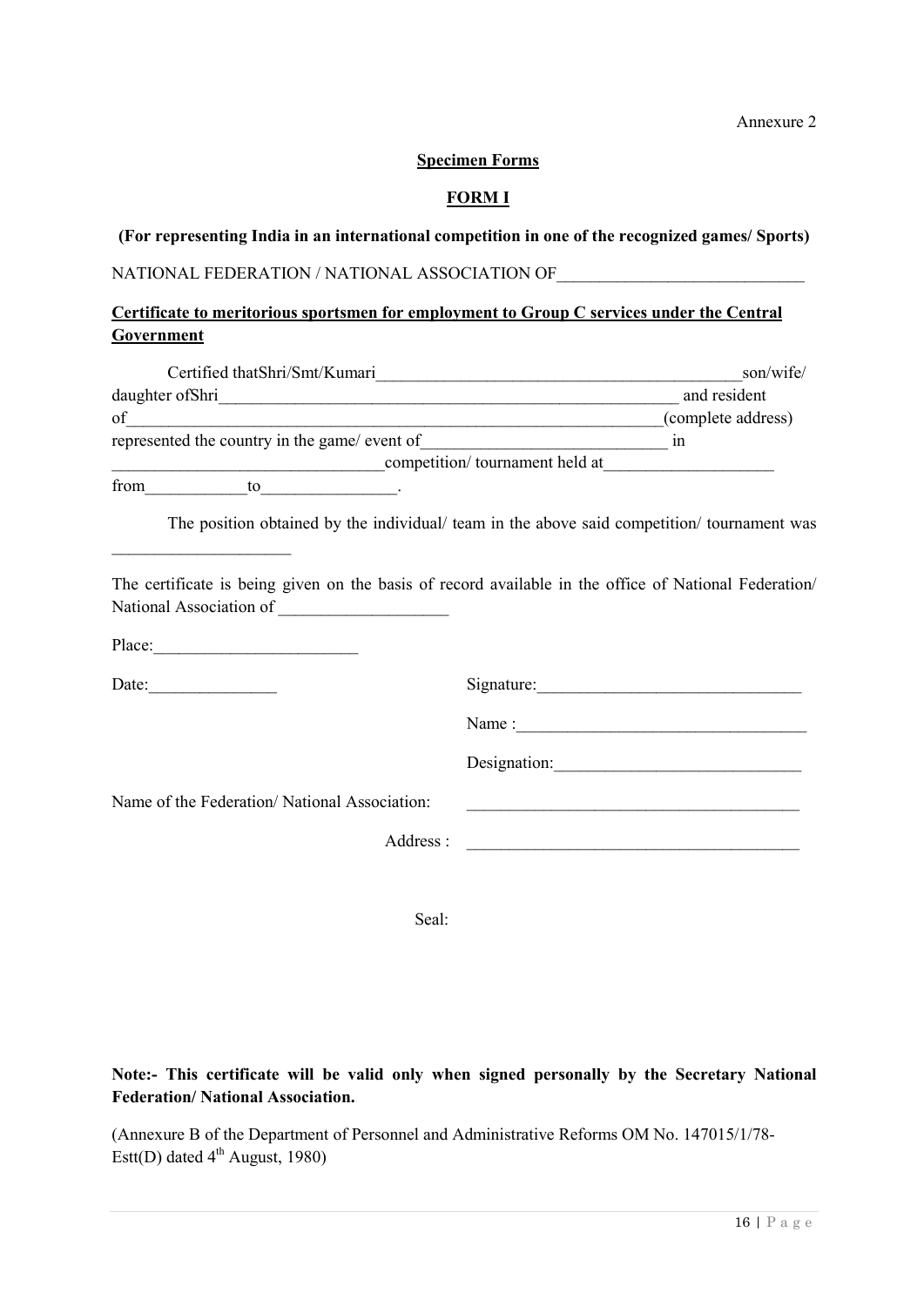Annexure 2

**Specimen Forms**

**FORM I**

**(For representing India in an international competition in one of the recognized games/ Sports)**

NATIONAL FEDERATION / NATIONAL ASSOCIATION OF____________________________

**Certificate to meritorious sportsmen for employment to Group C services under the Central Government**

Certified thatShri/Smt/Kumari____________________________________________son/wife/ daughter ofShri_______________________________________________________ and resident of______________________________________________________________(complete address) represented the country in the game/ event of_____________________________ in _______________________________competition/ tournament held at___________________ from____________to________________.

The position obtained by the individual/ team in the above said competition/ tournament was ____________________

The certificate is being given on the basis of record available in the office of National Federation/ National Association of ___________________

Place:________________________

Date:_______________

Signature:_______________________________

Name :__________________________________

Designation:_____________________________

Name of the Federation/ National Association: _______________________________________

Address : _______________________________________

Seal:

**Note:- This certificate will be valid only when signed personally by the Secretary National Federation/ National Association.**

(Annexure B of the Department of Personnel and Administrative Reforms OM No. 147015/1/78-Estt(D) dated 4th August, 1980)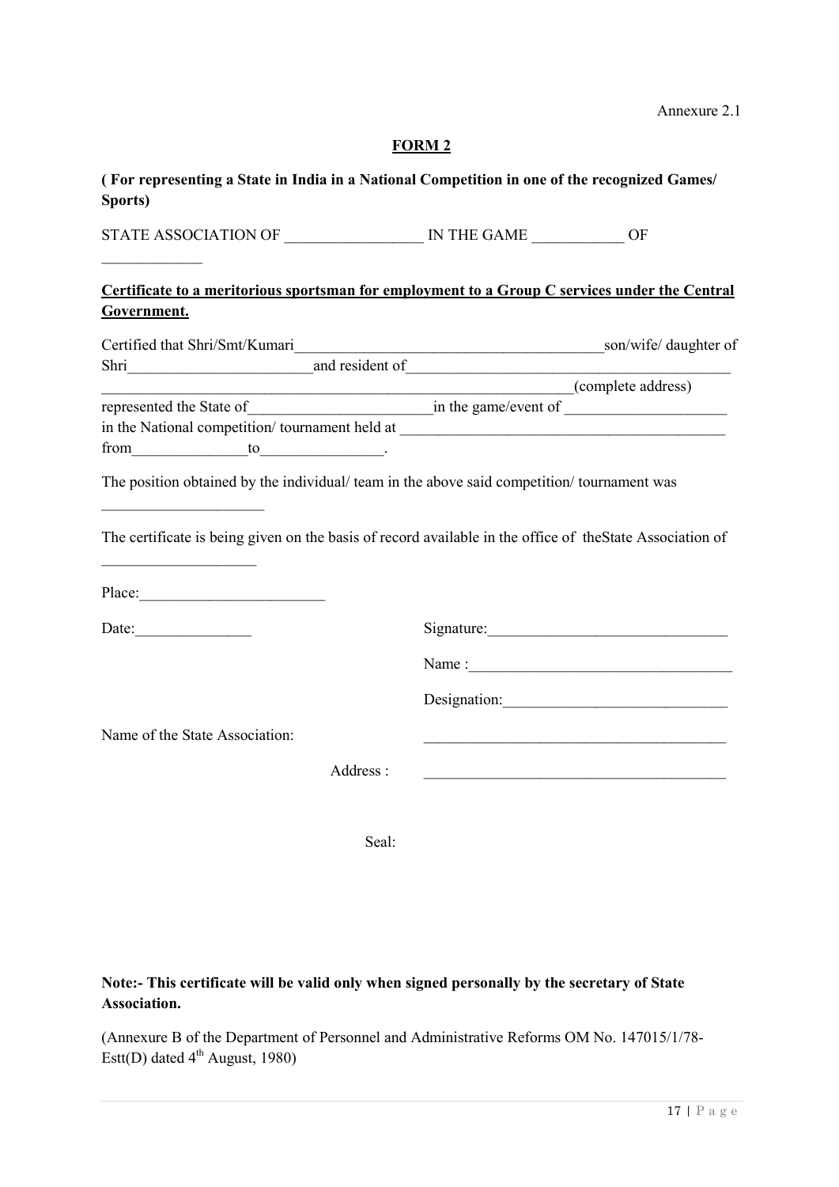Annexure 2.1

**FORM 2**

**( For representing a State in India in a National Competition in one of the recognized Games/ Sports)**

STATE ASSOCIATION OF __________________ IN THE GAME ____________ OF _____________

**Certificate to a meritorious sportsman for employment to a Group C services under the Central Government.**

Certified that Shri/Smt/Kumari__________________________________________son/wife/ daughter of Shri________________________and resident of__________________________________________ _______________________________________________________________(complete address) represented the State of________________________in the game/event of _____________________ in the National competition/ tournament held at ___________________________________________ from_______________to________________.

The position obtained by the individual/ team in the above said competition/ tournament was _____________________

The certificate is being given on the basis of record available in the office of theState Association of ____________________

Place:________________________

Date:_______________

Signature:_______________________________

Name :__________________________________

Designation:_____________________________

Name of the State Association: ________________________________________

Address : ________________________________________

Seal:

**Note:- This certificate will be valid only when signed personally by the secretary of State Association.**

(Annexure B of the Department of Personnel and Administrative Reforms OM No. 147015/1/78-Estt(D) dated 4th August, 1980)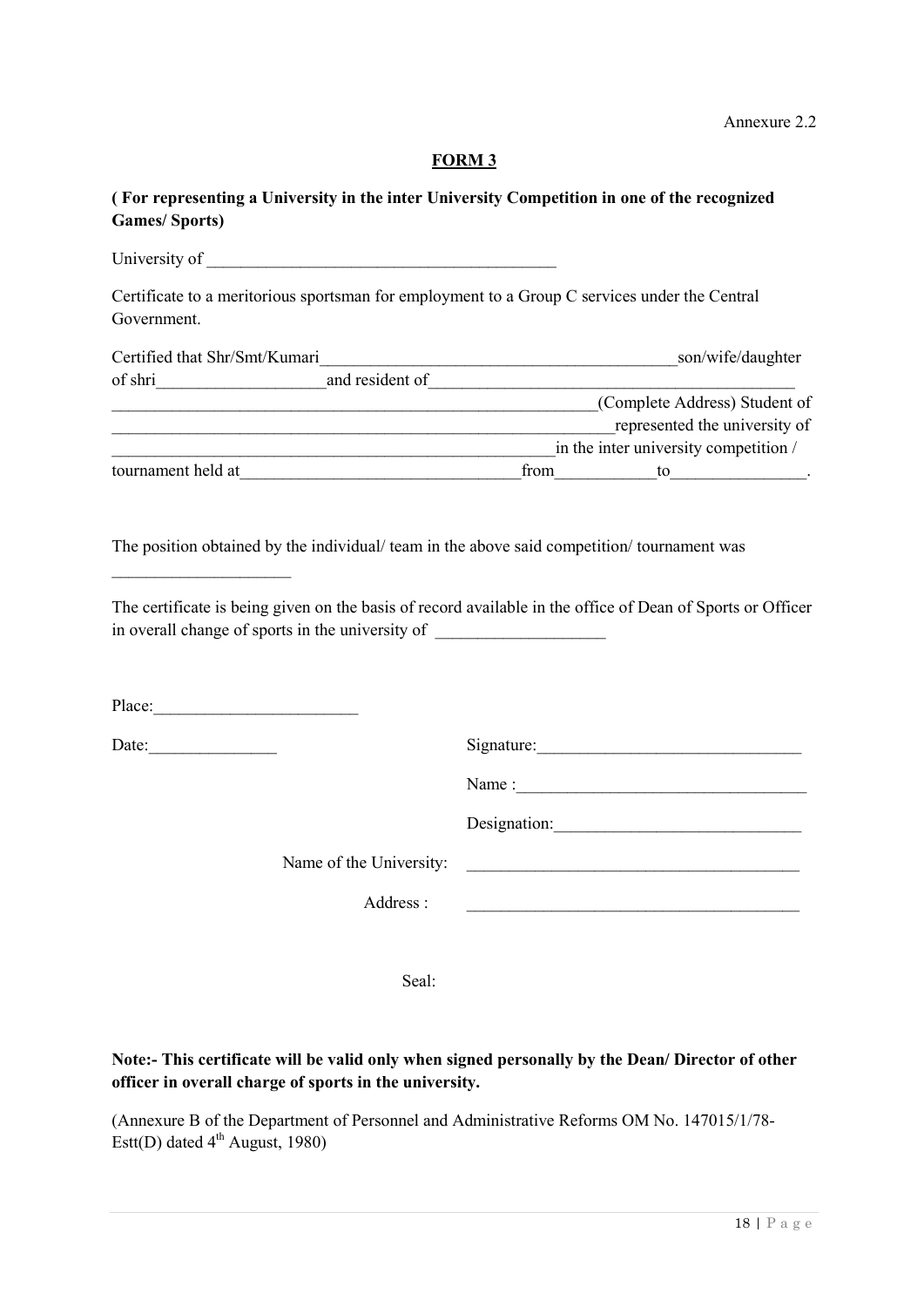Annexure 2.2

## FORM 3

**( For representing a University in the inter University Competition in one of the recognized Games/ Sports)**

University of ________________________________________

Certificate to a meritorious sportsman for employment to a Group C services under the Central Government.

Certified that Shr/Smt/Kumari__________________________________________son/wife/daughter of shri___________________and resident of__________________________________________ ___________________________________________________________(Complete Address) Student of ____________________________________________________________represented the university of _____________________________________________________in the inter university competition / tournament held at________________________________from___________to_______________.

The position obtained by the individual/ team in the above said competition/ tournament was ____________________

The certificate is being given on the basis of record available in the office of Dean of Sports or Officer in overall change of sports in the university of ___________________

Place:_______________________

Date:______________

Signature:______________________________

Name :_________________________________

Designation:____________________________

Name of the University: ______________________________________

Address : ______________________________________

Seal:

**Note:- This certificate will be valid only when signed personally by the Dean/ Director of other officer in overall charge of sports in the university.**

(Annexure B of the Department of Personnel and Administrative Reforms OM No. 147015/1/78-Estt(D) dated 4th August, 1980)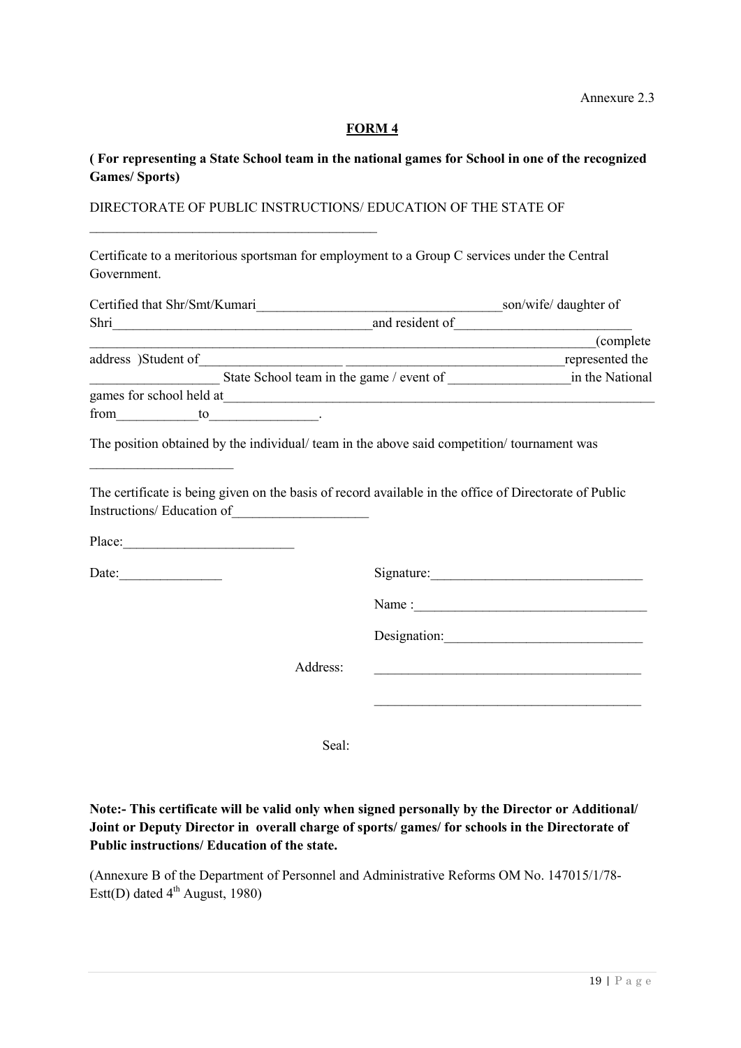Annexure 2.3

## FORM 4

**( For representing a State School team in the national games for School in one of the recognized Games/ Sports)**

DIRECTORATE OF PUBLIC INSTRUCTIONS/ EDUCATION OF THE STATE OF

\_\_\_\_\_\_\_\_\_\_\_\_\_\_\_\_\_\_\_\_\_\_\_\_\_\_\_\_\_\_\_\_\_\_\_\_\_\_\_\_\_\_

Certificate to a meritorious sportsman for employment to a Group C services under the Central Government.

Certified that Shr/Smt/Kumari\_\_\_\_\_\_\_\_\_\_\_\_\_\_\_\_\_\_\_\_\_\_\_\_\_\_\_\_\_\_\_\_\_\_\_\_\_son/wife/ daughter of Shri\_\_\_\_\_\_\_\_\_\_\_\_\_\_\_\_\_\_\_\_\_\_\_\_\_\_\_\_\_\_\_\_\_\_\_\_\_\_and resident of\_\_\_\_\_\_\_\_\_\_\_\_\_\_\_\_\_\_\_\_\_\_\_\_\_\_ \_\_\_\_\_\_\_\_\_\_\_\_\_\_\_\_\_\_\_\_\_\_\_\_\_\_\_\_\_\_\_\_\_\_\_\_\_\_\_\_\_\_\_\_\_\_\_\_\_\_\_\_\_\_\_\_\_\_\_\_\_\_\_\_\_\_\_\_\_\_\_\_\_\_(complete address )Student of\_\_\_\_\_\_\_\_\_\_\_\_\_\_\_\_\_\_\_\_\_ \_\_\_\_\_\_\_\_\_\_\_\_\_\_\_\_\_\_\_\_\_\_\_\_\_\_\_\_\_\_\_\_represented the \_\_\_\_\_\_\_\_\_\_\_\_\_\_\_\_\_\_\_ State School team in the game / event of \_\_\_\_\_\_\_\_\_\_\_\_\_\_\_\_\_\_in the National games for school held at\_\_\_\_\_\_\_\_\_\_\_\_\_\_\_\_\_\_\_\_\_\_\_\_\_\_\_\_\_\_\_\_\_\_\_\_\_\_\_\_\_\_\_\_\_\_\_\_\_\_\_\_\_\_\_\_\_\_\_\_\_\_\_\_\_ from\_\_\_\_\_\_\_\_\_\_\_\_to\_\_\_\_\_\_\_\_\_\_\_\_\_\_\_\_.

The position obtained by the individual/ team in the above said competition/ tournament was

\_\_\_\_\_\_\_\_\_\_\_\_\_\_\_\_\_\_\_\_\_

The certificate is being given on the basis of record available in the office of Directorate of Public Instructions/ Education of\_\_\_\_\_\_\_\_\_\_\_\_\_\_\_\_\_\_\_\_

Place:\_\_\_\_\_\_\_\_\_\_\_\_\_\_\_\_\_\_\_\_\_\_\_\_\_

Date:\_\_\_\_\_\_\_\_\_\_\_\_\_\_\_

Signature:\_\_\_\_\_\_\_\_\_\_\_\_\_\_\_\_\_\_\_\_\_\_\_\_\_\_\_\_\_\_\_

Name :\_\_\_\_\_\_\_\_\_\_\_\_\_\_\_\_\_\_\_\_\_\_\_\_\_\_\_\_\_\_\_\_\_\_

Designation:\_\_\_\_\_\_\_\_\_\_\_\_\_\_\_\_\_\_\_\_\_\_\_\_\_\_\_\_\_

Address: \_\_\_\_\_\_\_\_\_\_\_\_\_\_\_\_\_\_\_\_\_\_\_\_\_\_\_\_\_\_\_\_\_\_\_\_\_\_\_

\_\_\_\_\_\_\_\_\_\_\_\_\_\_\_\_\_\_\_\_\_\_\_\_\_\_\_\_\_\_\_\_\_\_\_\_\_\_\_

Seal:

**Note:- This certificate will be valid only when signed personally by the Director or Additional/ Joint or Deputy Director in overall charge of sports/ games/ for schools in the Directorate of Public instructions/ Education of the state.**

(Annexure B of the Department of Personnel and Administrative Reforms OM No. 147015/1/78-Estt(D) dated 4th August, 1980)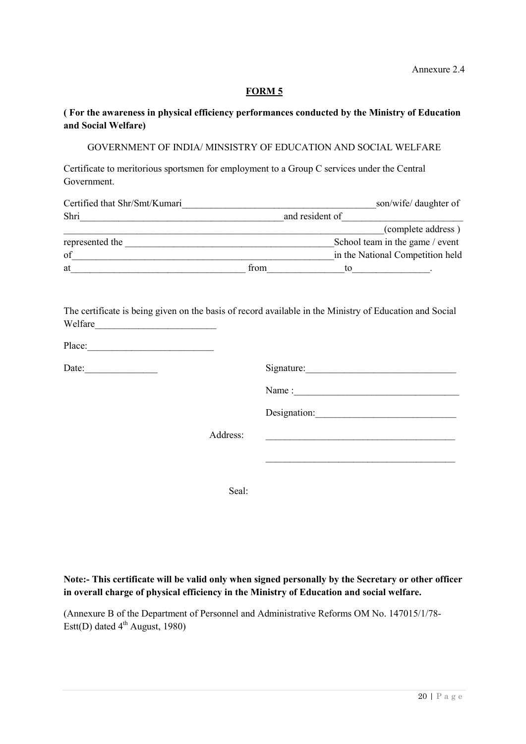Annexure 2.4

## FORM 5

**( For the awareness in physical efficiency performances conducted by the Ministry of Education and Social Welfare)**

GOVERNMENT OF INDIA/ MINSISTRY OF EDUCATION AND SOCIAL WELFARE

Certificate to meritorious sportsmen for employment to a Group C services under the Central Government.

Certified that Shr/Smt/Kumari_________________________________________son/wife/ daughter of Shri___________________________________________and resident of_________________________ ______________________________________________________________________(complete address ) represented the ___________________________________________School team in the game / event of_______________________________________________________in the National Competition held at____________________________________ from________________to________________.

The certificate is being given on the basis of record available in the Ministry of Education and Social Welfare_________________________

Place:__________________________

Date:_______________

Signature:_______________________________

Name :__________________________________

Designation:_____________________________

Address: _______________________________________

_______________________________________

Seal:

**Note:- This certificate will be valid only when signed personally by the Secretary or other officer in overall charge of physical efficiency in the Ministry of Education and social welfare.**

(Annexure B of the Department of Personnel and Administrative Reforms OM No. 147015/1/78-Estt(D) dated 4th August, 1980)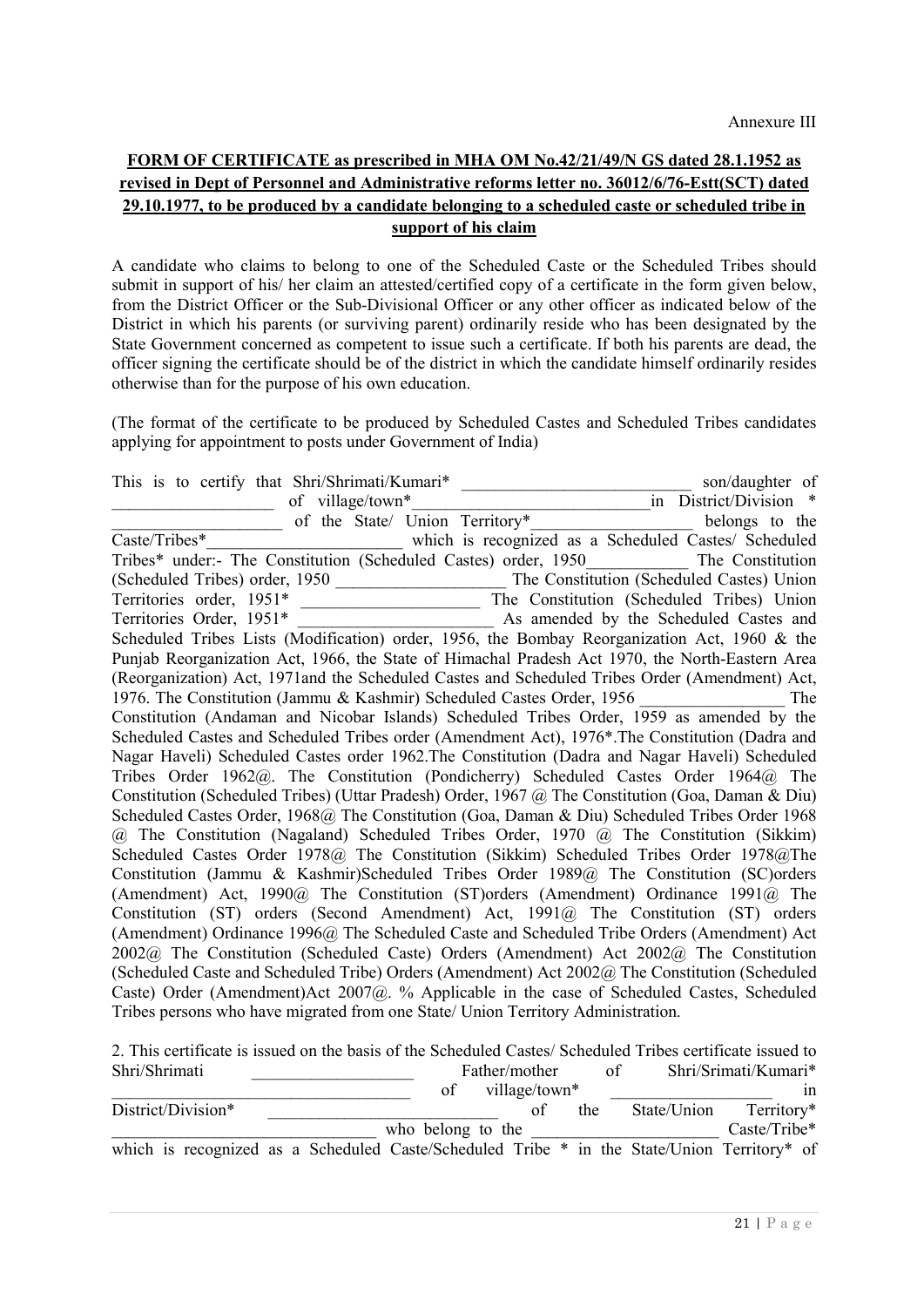Annexure III

**FORM OF CERTIFICATE as prescribed in MHA OM No.42/21/49/N GS dated 28.1.1952 as revised in Dept of Personnel and Administrative reforms letter no. 36012/6/76-Estt(SCT) dated 29.10.1977, to be produced by a candidate belonging to a scheduled caste or scheduled tribe in support of his claim**

A candidate who claims to belong to one of the Scheduled Caste or the Scheduled Tribes should submit in support of his/ her claim an attested/certified copy of a certificate in the form given below, from the District Officer or the Sub-Divisional Officer or any other officer as indicated below of the District in which his parents (or surviving parent) ordinarily reside who has been designated by the State Government concerned as competent to issue such a certificate. If both his parents are dead, the officer signing the certificate should be of the district in which the candidate himself ordinarily resides otherwise than for the purpose of his own education.

(The format of the certificate to be produced by Scheduled Castes and Scheduled Tribes candidates applying for appointment to posts under Government of India)

This is to certify that Shri/Shrimati/Kumari* ___________________________ son/daughter of ___________________ of village/town*____________________________in District/Division * ____________________ of the State/ Union Territory*___________________ belongs to the Caste/Tribes*_______________________ which is recognized as a Scheduled Castes/ Scheduled Tribes* under:- The Constitution (Scheduled Castes) order, 1950____________ The Constitution (Scheduled Tribes) order, 1950 ____________________ The Constitution (Scheduled Castes) Union Territories order, 1951* _____________________ The Constitution (Scheduled Tribes) Union Territories Order, 1951* _______________________ As amended by the Scheduled Castes and Scheduled Tribes Lists (Modification) order, 1956, the Bombay Reorganization Act, 1960 & the Punjab Reorganization Act, 1966, the State of Himachal Pradesh Act 1970, the North-Eastern Area (Reorganization) Act, 1971and the Scheduled Castes and Scheduled Tribes Order (Amendment) Act, 1976. The Constitution (Jammu & Kashmir) Scheduled Castes Order, 1956 _________________ The Constitution (Andaman and Nicobar Islands) Scheduled Tribes Order, 1959 as amended by the Scheduled Castes and Scheduled Tribes order (Amendment Act), 1976*.The Constitution (Dadra and Nagar Haveli) Scheduled Castes order 1962.The Constitution (Dadra and Nagar Haveli) Scheduled Tribes Order 1962@. The Constitution (Pondicherry) Scheduled Castes Order 1964@ The Constitution (Scheduled Tribes) (Uttar Pradesh) Order, 1967 @ The Constitution (Goa, Daman & Diu) Scheduled Castes Order, 1968@ The Constitution (Goa, Daman & Diu) Scheduled Tribes Order 1968 @ The Constitution (Nagaland) Scheduled Tribes Order, 1970 @ The Constitution (Sikkim) Scheduled Castes Order 1978@ The Constitution (Sikkim) Scheduled Tribes Order 1978@The Constitution (Jammu & Kashmir)Scheduled Tribes Order 1989@ The Constitution (SC)orders (Amendment) Act, 1990@ The Constitution (ST)orders (Amendment) Ordinance 1991@ The Constitution (ST) orders (Second Amendment) Act, 1991@ The Constitution (ST) orders (Amendment) Ordinance 1996@ The Scheduled Caste and Scheduled Tribe Orders (Amendment) Act 2002@ The Constitution (Scheduled Caste) Orders (Amendment) Act 2002@ The Constitution (Scheduled Caste and Scheduled Tribe) Orders (Amendment) Act 2002@ The Constitution (Scheduled Caste) Order (Amendment)Act 2007@. % Applicable in the case of Scheduled Castes, Scheduled Tribes persons who have migrated from one State/ Union Territory Administration.

2. This certificate is issued on the basis of the Scheduled Castes/ Scheduled Tribes certificate issued to Shri/Shrimati ___________________ Father/mother of Shri/Srimati/Kumari* ____________________________________ of village/town* ___________________ in District/Division* ___________________________ of the State/Union Territory* ______________________________ who belong to the ______________________ Caste/Tribe* which is recognized as a Scheduled Caste/Scheduled Tribe * in the State/Union Territory* of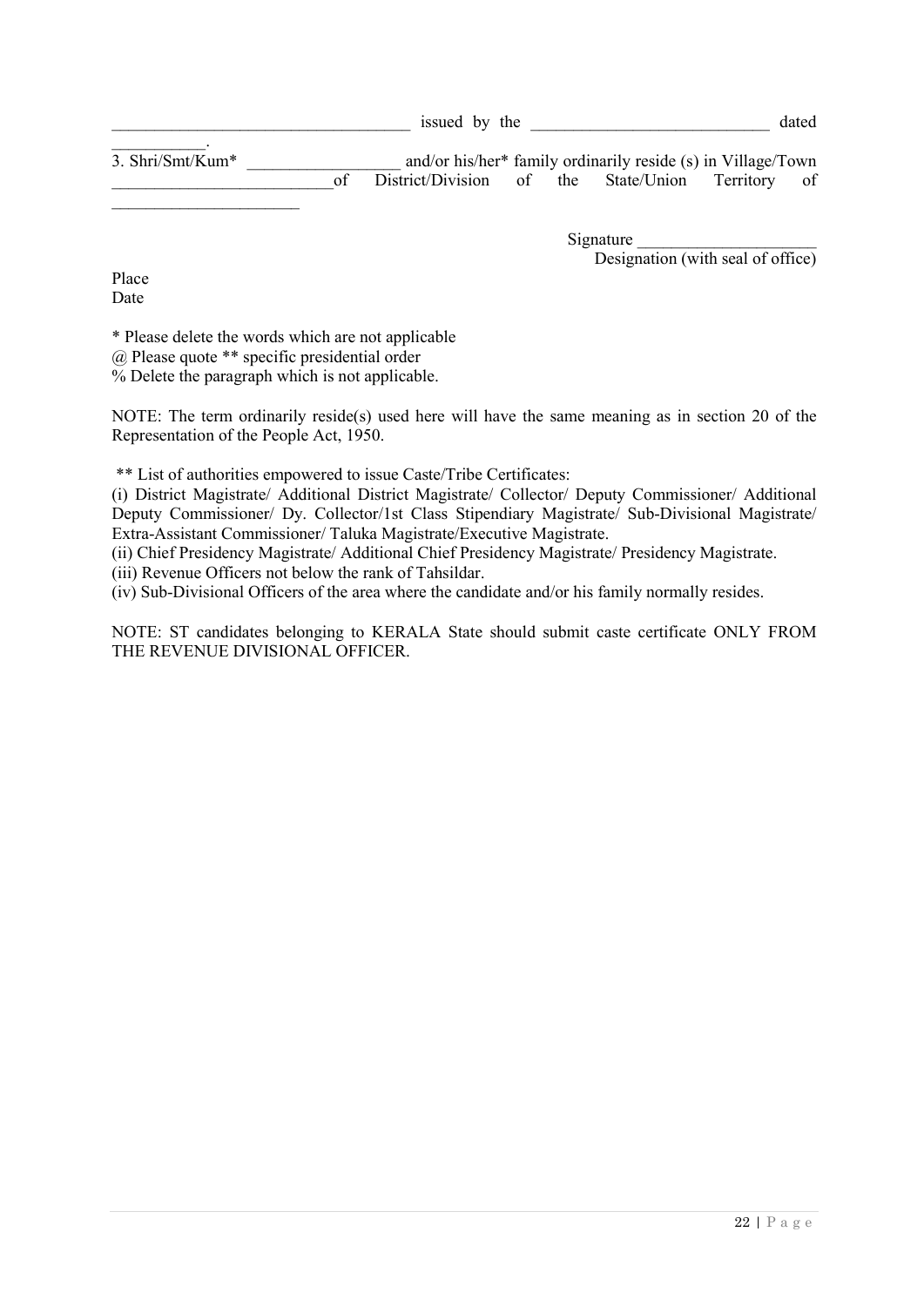___________________________________ issued by the ____________________________ dated ___________.

3. Shri/Smt/Kum* __________________ and/or his/her* family ordinarily reside (s) in Village/Town __________________________of District/Division of the State/Union Territory of ______________________

Signature ____________________
Designation (with seal of office)

Place
Date

* Please delete the words which are not applicable
@ Please quote ** specific presidential order
% Delete the paragraph which is not applicable.

NOTE: The term ordinarily reside(s) used here will have the same meaning as in section 20 of the Representation of the People Act, 1950.

** List of authorities empowered to issue Caste/Tribe Certificates:
(i) District Magistrate/ Additional District Magistrate/ Collector/ Deputy Commissioner/ Additional Deputy Commissioner/ Dy. Collector/1st Class Stipendiary Magistrate/ Sub-Divisional Magistrate/ Extra-Assistant Commissioner/ Taluka Magistrate/Executive Magistrate.
(ii) Chief Presidency Magistrate/ Additional Chief Presidency Magistrate/ Presidency Magistrate.
(iii) Revenue Officers not below the rank of Tahsildar.
(iv) Sub-Divisional Officers of the area where the candidate and/or his family normally resides.

NOTE: ST candidates belonging to KERALA State should submit caste certificate ONLY FROM THE REVENUE DIVISIONAL OFFICER.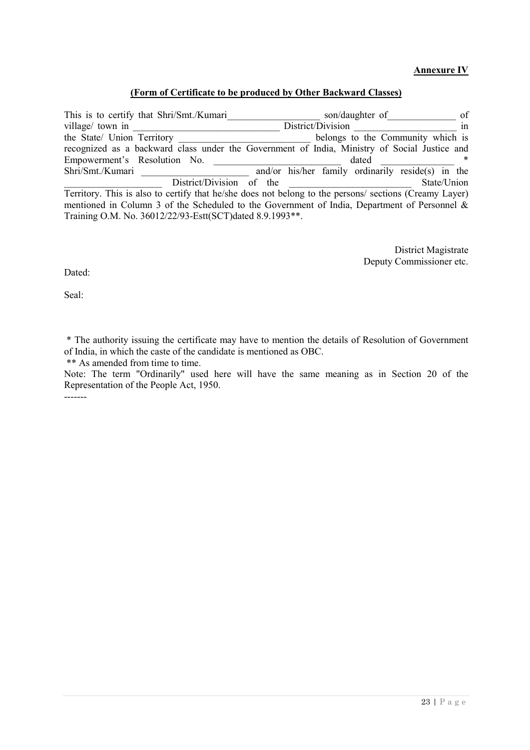**Annexure IV**

**(Form of Certificate to be produced by Other Backward Classes)**

This is to certify that Shri/Smt./Kumari___________________ son/daughter of______________ of village/ town in ______________________________ District/Division _____________________ in the State/ Union Territory ___________________________ belongs to the Community which is recognized as a backward class under the Government of India, Ministry of Social Justice and Empowerment's Resolution No. _________________________ dated _______________ * Shri/Smt./Kumari ______________________ and/or his/her family ordinarily reside(s) in the ____________________ District/Division of the _________________________ State/Union Territory. This is also to certify that he/she does not belong to the persons/ sections (Creamy Layer) mentioned in Column 3 of the Scheduled to the Government of India, Department of Personnel & Training O.M. No. 36012/22/93-Estt(SCT)dated 8.9.1993**.

District Magistrate
Deputy Commissioner etc.

Dated:

Seal:

* The authority issuing the certificate may have to mention the details of Resolution of Government of India, in which the caste of the candidate is mentioned as OBC.

** As amended from time to time.

Note: The term "Ordinarily" used here will have the same meaning as in Section 20 of the Representation of the People Act, 1950.

-------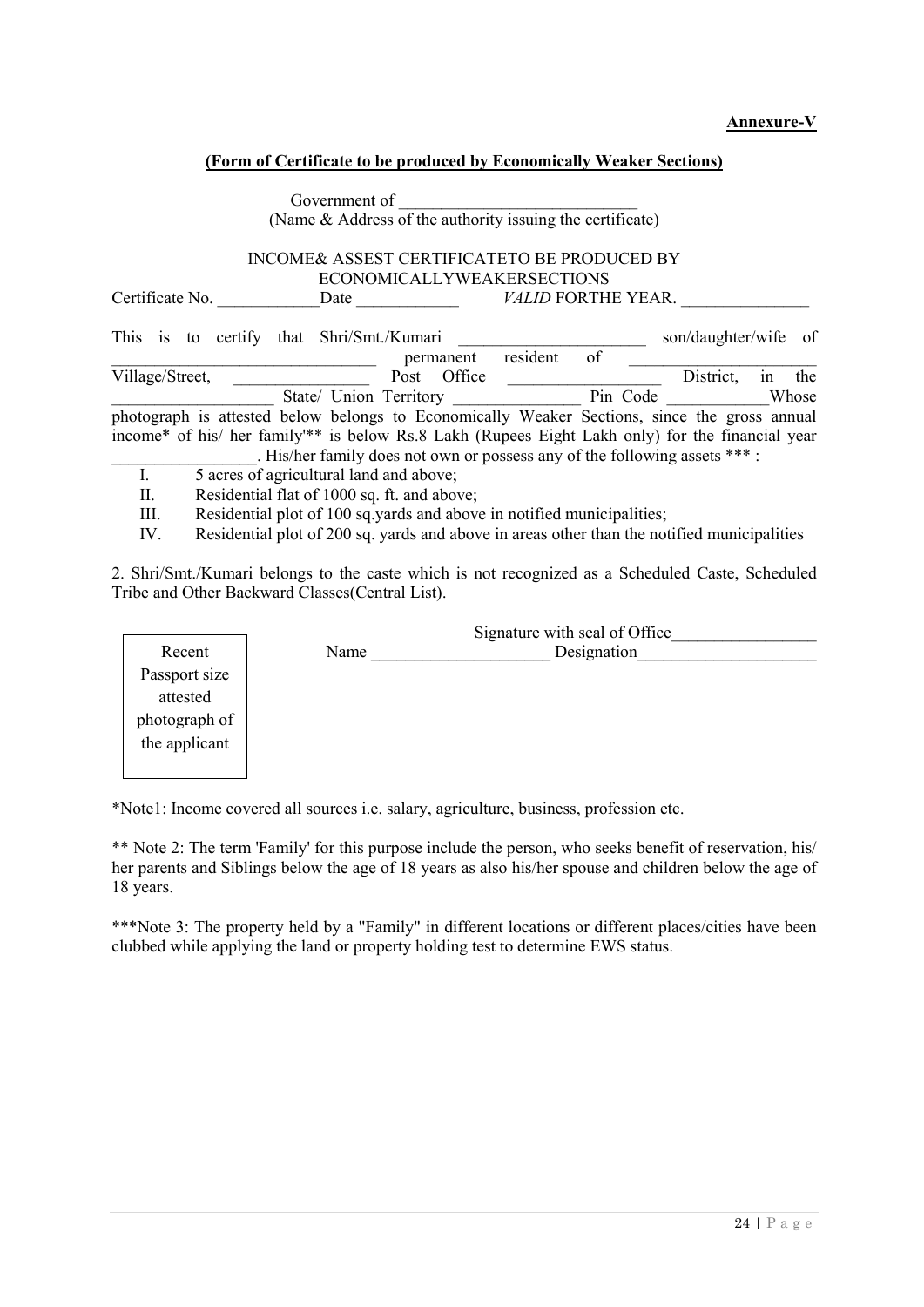**Annexure-V**

**(Form of Certificate to be produced by Economically Weaker Sections)**

Government of ____________________________
(Name & Address of the authority issuing the certificate)

INCOME& ASSEST CERTIFICATETO BE PRODUCED BY ECONOMICALLYWEAKERSECTIONS

Certificate No. ____________Date ____________ *VALID* FORTHE YEAR. _______________

This is to certify that Shri/Smt./Kumari ______________________ son/daughter/wife of ________________________________ permanent resident of ______________________ Village/Street, ________________ Post Office __________________ District, in the ___________________ State/ Union Territory _______________ Pin Code ____________Whose photograph is attested below belongs to Economically Weaker Sections, since the gross annual income* of his/ her family'** is below Rs.8 Lakh (Rupees Eight Lakh only) for the financial year _________________. His/her family does not own or possess any of the following assets *** :

I. 5 acres of agricultural land and above;
II. Residential flat of 1000 sq. ft. and above;
III. Residential plot of 100 sq.yards and above in notified municipalities;
IV. Residential plot of 200 sq. yards and above in areas other than the notified municipalities

2. Shri/Smt./Kumari belongs to the caste which is not recognized as a Scheduled Caste, Scheduled Tribe and Other Backward Classes(Central List).

Recent Passport size attested photograph of the applicant

Signature with seal of Office_________________

Name _____________________ Designation_____________________

*Note1: Income covered all sources i.e. salary, agriculture, business, profession etc.

** Note 2: The term 'Family' for this purpose include the person, who seeks benefit of reservation, his/ her parents and Siblings below the age of 18 years as also his/her spouse and children below the age of 18 years.

***Note 3: The property held by a "Family" in different locations or different places/cities have been clubbed while applying the land or property holding test to determine EWS status.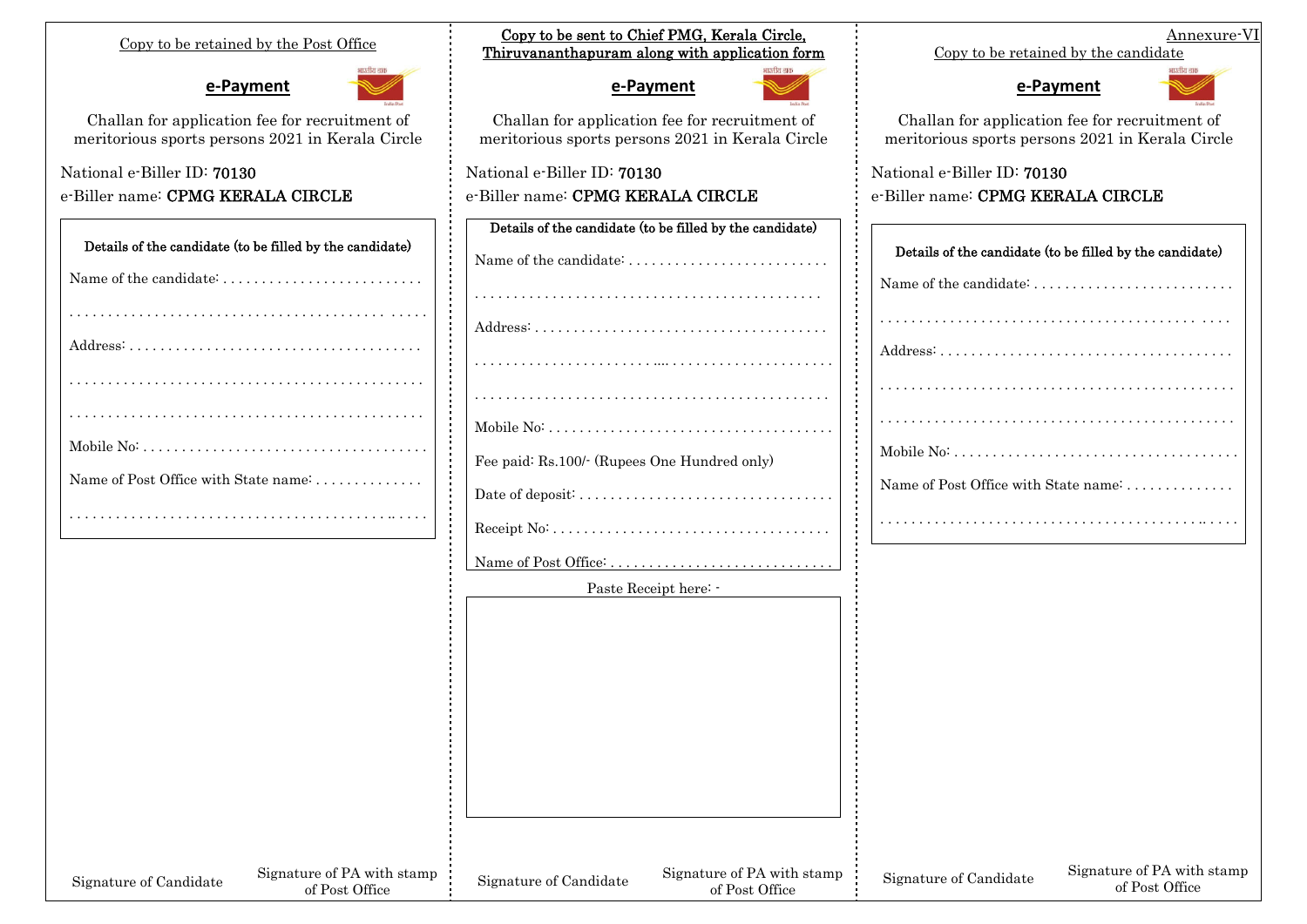Annexure-VI

Copy to be retained by the Post Office

## e-Payment

Challan for application fee for recruitment of meritorious sports persons 2021 in Kerala Circle

National e-Biller ID: **70130**

e-Biller name: **CPMG KERALA CIRCLE**

**Details of the candidate (to be filled by the candidate)**

Name of the candidate: . . . . . . . . . . . . . . . . . . . . . . . . . .

. . . . . . . . . . . . . . . . . . . . . . . . . . . . . . . . . . . . . . . . . . . . . . .

Address: . . . . . . . . . . . . . . . . . . . . . . . . . . . . . . . . . . . . . .

. . . . . . . . . . . . . . . . . . . . . . . . . . . . . . . . . . . . . . . . . . . . . .

. . . . . . . . . . . . . . . . . . . . . . . . . . . . . . . . . . . . . . . . . . . . . .

Mobile No: . . . . . . . . . . . . . . . . . . . . . . . . . . . . . . . . . . . . .

Name of Post Office with State name: . . . . . . . . . . . . . .

. . . . . . . . . . . . . . . . . . . . . . . . . . . . . . . . . . . . . . . . . . . . . .

Signature of Candidate

Signature of PA with stamp of Post Office

---

**Copy to be sent to Chief PMG, Kerala Circle, Thiruvananthapuram along with application form**

## e-Payment

Challan for application fee for recruitment of meritorious sports persons 2021 in Kerala Circle

National e-Biller ID: **70130**

e-Biller name: **CPMG KERALA CIRCLE**

**Details of the candidate (to be filled by the candidate)**

Name of the candidate: . . . . . . . . . . . . . . . . . . . . . . . . . .

. . . . . . . . . . . . . . . . . . . . . . . . . . . . . . . . . . . . . . . . . . . . . .

Address: . . . . . . . . . . . . . . . . . . . . . . . . . . . . . . . . . . . . . .

. . . . . . . . . . . . . . . . . . . . . . . . . . . . . . . . . . . . . . . . . . . . . .

. . . . . . . . . . . . . . . . . . . . . . . . . . . . . . . . . . . . . . . . . . . . . .

Mobile No: . . . . . . . . . . . . . . . . . . . . . . . . . . . . . . . . . . . . .

Fee paid: Rs.100/- (Rupees One Hundred only)

Date of deposit: . . . . . . . . . . . . . . . . . . . . . . . . . . . . . . . .

Receipt No: . . . . . . . . . . . . . . . . . . . . . . . . . . . . . . . . . . . .

Name of Post Office: . . . . . . . . . . . . . . . . . . . . . . . . . . . . .

Paste Receipt here: -

Signature of Candidate

Signature of PA with stamp of Post Office

---

Copy to be retained by the candidate

## e-Payment

Challan for application fee for recruitment of meritorious sports persons 2021 in Kerala Circle

National e-Biller ID: **70130**

e-Biller name: **CPMG KERALA CIRCLE**

**Details of the candidate (to be filled by the candidate)**

Name of the candidate: . . . . . . . . . . . . . . . . . . . . . . . . . .

. . . . . . . . . . . . . . . . . . . . . . . . . . . . . . . . . . . . . . . . . . . . . .

Address: . . . . . . . . . . . . . . . . . . . . . . . . . . . . . . . . . . . . . .

. . . . . . . . . . . . . . . . . . . . . . . . . . . . . . . . . . . . . . . . . . . . . .

. . . . . . . . . . . . . . . . . . . . . . . . . . . . . . . . . . . . . . . . . . . . . .

Mobile No: . . . . . . . . . . . . . . . . . . . . . . . . . . . . . . . . . . . . .

Name of Post Office with State name: . . . . . . . . . . . . . .

. . . . . . . . . . . . . . . . . . . . . . . . . . . . . . . . . . . . . . . . . . . . . .

Signature of Candidate

Signature of PA with stamp of Post Office